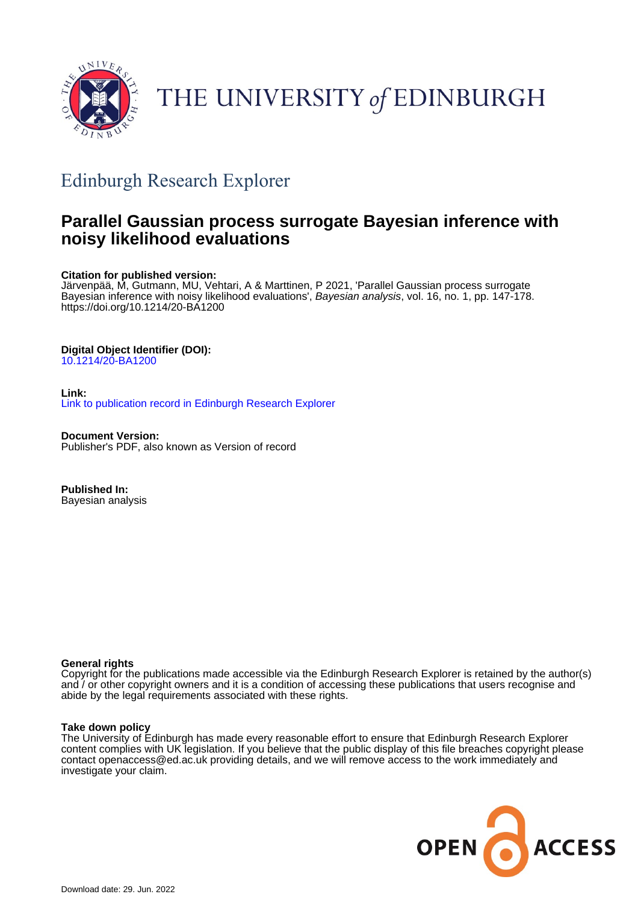THE UNIVERSITY of EDINBURGH

## Edinburgh Research Explorer

# Parallel Gaussian process surrogate Bayesian inference with noisy likelihood evaluations

**Citation for published version:**
Järvenpää, M, Gutmann, MU, Vehtari, A & Marttinen, P 2021, 'Parallel Gaussian process surrogate Bayesian inference with noisy likelihood evaluations', *Bayesian analysis*, vol. 16, no. 1, pp. 147-178. https://doi.org/10.1214/20-BA1200

**Digital Object Identifier (DOI):**
10.1214/20-BA1200

**Link:**
Link to publication record in Edinburgh Research Explorer

**Document Version:**
Publisher's PDF, also known as Version of record

**Published In:**
Bayesian analysis

**General rights**
Copyright for the publications made accessible via the Edinburgh Research Explorer is retained by the author(s) and / or other copyright owners and it is a condition of accessing these publications that users recognise and abide by the legal requirements associated with these rights.

**Take down policy**
The University of Edinburgh has made every reasonable effort to ensure that Edinburgh Research Explorer content complies with UK legislation. If you believe that the public display of this file breaches copyright please contact openaccess@ed.ac.uk providing details, and we will remove access to the work immediately and investigate your claim.

OPEN ACCESS

Download date: 29. Jun. 2022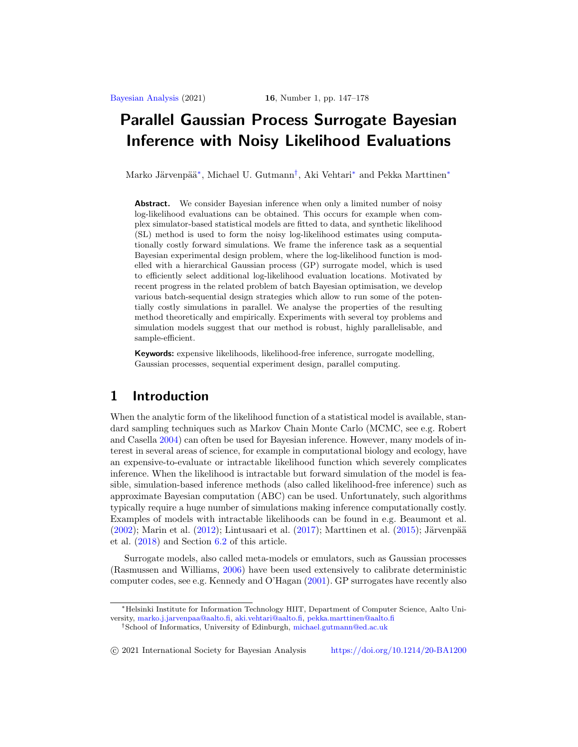# Parallel Gaussian Process Surrogate Bayesian Inference with Noisy Likelihood Evaluations

Marko Järvenpää[*], Michael U. Gutmann[†], Aki Vehtari[*] and Pekka Marttinen[*]

**Abstract.** We consider Bayesian inference when only a limited number of noisy log-likelihood evaluations can be obtained. This occurs for example when complex simulator-based statistical models are fitted to data, and synthetic likelihood (SL) method is used to form the noisy log-likelihood estimates using computationally costly forward simulations. We frame the inference task as a sequential Bayesian experimental design problem, where the log-likelihood function is modelled with a hierarchical Gaussian process (GP) surrogate model, which is used to efficiently select additional log-likelihood evaluation locations. Motivated by recent progress in the related problem of batch Bayesian optimisation, we develop various batch-sequential design strategies which allow to run some of the potentially costly simulations in parallel. We analyse the properties of the resulting method theoretically and empirically. Experiments with several toy problems and simulation models suggest that our method is robust, highly parallelisable, and sample-efficient.

**Keywords:** expensive likelihoods, likelihood-free inference, surrogate modelling, Gaussian processes, sequential experiment design, parallel computing.

## 1 Introduction

When the analytic form of the likelihood function of a statistical model is available, standard sampling techniques such as Markov Chain Monte Carlo (MCMC, see e.g. Robert and Casella 2004) can often be used for Bayesian inference. However, many models of interest in several areas of science, for example in computational biology and ecology, have an expensive-to-evaluate or intractable likelihood function which severely complicates inference. When the likelihood is intractable but forward simulation of the model is feasible, simulation-based inference methods (also called likelihood-free inference) such as approximate Bayesian computation (ABC) can be used. Unfortunately, such algorithms typically require a huge number of simulations making inference computationally costly. Examples of models with intractable likelihoods can be found in e.g. Beaumont et al. (2002); Marin et al. (2012); Lintusaari et al. (2017); Marttinen et al. (2015); Järvenpää et al. (2018) and Section 6.2 of this article.

Surrogate models, also called meta-models or emulators, such as Gaussian processes (Rasmussen and Williams, 2006) have been used extensively to calibrate deterministic computer codes, see e.g. Kennedy and O'Hagan (2001). GP surrogates have recently also

---

[*]Helsinki Institute for Information Technology HIIT, Department of Computer Science, Aalto University, marko.j.jarvenpaa@aalto.fi, aki.vehtari@aalto.fi, pekka.marttinen@aalto.fi

[†]School of Informatics, University of Edinburgh, michael.gutmann@ed.ac.uk

© 2021 International Society for Bayesian Analysis https://doi.org/10.1214/20-BA1200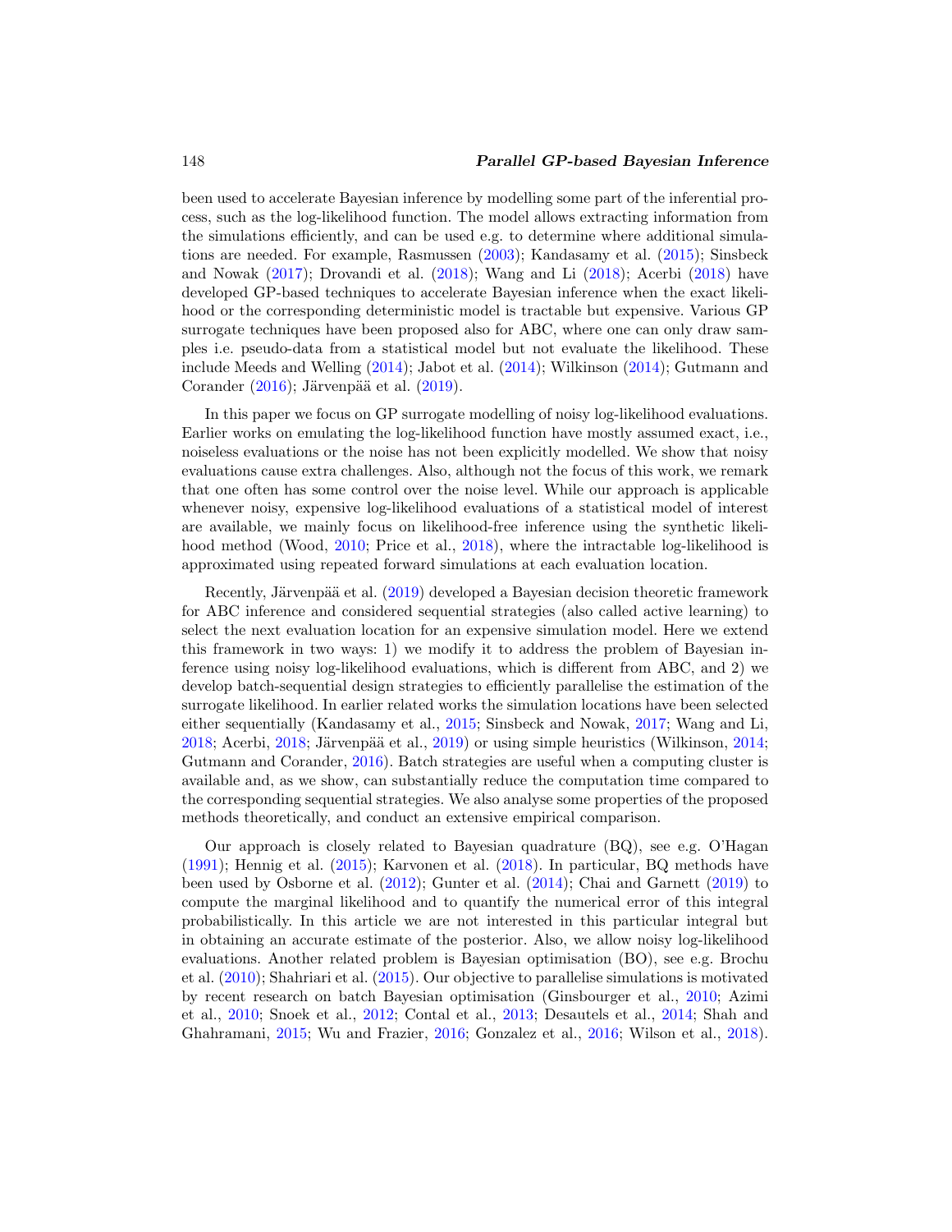been used to accelerate Bayesian inference by modelling some part of the inferential process, such as the log-likelihood function. The model allows extracting information from the simulations efficiently, and can be used e.g. to determine where additional simulations are needed. For example, Rasmussen (2003); Kandasamy et al. (2015); Sinsbeck and Nowak (2017); Drovandi et al. (2018); Wang and Li (2018); Acerbi (2018) have developed GP-based techniques to accelerate Bayesian inference when the exact likelihood or the corresponding deterministic model is tractable but expensive. Various GP surrogate techniques have been proposed also for ABC, where one can only draw samples i.e. pseudo-data from a statistical model but not evaluate the likelihood. These include Meeds and Welling (2014); Jabot et al. (2014); Wilkinson (2014); Gutmann and Corander (2016); Järvenpää et al. (2019).

In this paper we focus on GP surrogate modelling of noisy log-likelihood evaluations. Earlier works on emulating the log-likelihood function have mostly assumed exact, i.e., noiseless evaluations or the noise has not been explicitly modelled. We show that noisy evaluations cause extra challenges. Also, although not the focus of this work, we remark that one often has some control over the noise level. While our approach is applicable whenever noisy, expensive log-likelihood evaluations of a statistical model of interest are available, we mainly focus on likelihood-free inference using the synthetic likelihood method (Wood, 2010; Price et al., 2018), where the intractable log-likelihood is approximated using repeated forward simulations at each evaluation location.

Recently, Järvenpää et al. (2019) developed a Bayesian decision theoretic framework for ABC inference and considered sequential strategies (also called active learning) to select the next evaluation location for an expensive simulation model. Here we extend this framework in two ways: 1) we modify it to address the problem of Bayesian inference using noisy log-likelihood evaluations, which is different from ABC, and 2) we develop batch-sequential design strategies to efficiently parallelise the estimation of the surrogate likelihood. In earlier related works the simulation locations have been selected either sequentially (Kandasamy et al., 2015; Sinsbeck and Nowak, 2017; Wang and Li, 2018; Acerbi, 2018; Järvenpää et al., 2019) or using simple heuristics (Wilkinson, 2014; Gutmann and Corander, 2016). Batch strategies are useful when a computing cluster is available and, as we show, can substantially reduce the computation time compared to the corresponding sequential strategies. We also analyse some properties of the proposed methods theoretically, and conduct an extensive empirical comparison.

Our approach is closely related to Bayesian quadrature (BQ), see e.g. O'Hagan (1991); Hennig et al. (2015); Karvonen et al. (2018). In particular, BQ methods have been used by Osborne et al. (2012); Gunter et al. (2014); Chai and Garnett (2019) to compute the marginal likelihood and to quantify the numerical error of this integral probabilistically. In this article we are not interested in this particular integral but in obtaining an accurate estimate of the posterior. Also, we allow noisy log-likelihood evaluations. Another related problem is Bayesian optimisation (BO), see e.g. Brochu et al. (2010); Shahriari et al. (2015). Our objective to parallelise simulations is motivated by recent research on batch Bayesian optimisation (Ginsbourger et al., 2010; Azimi et al., 2010; Snoek et al., 2012; Contal et al., 2013; Desautels et al., 2014; Shah and Ghahramani, 2015; Wu and Frazier, 2016; Gonzalez et al., 2016; Wilson et al., 2018).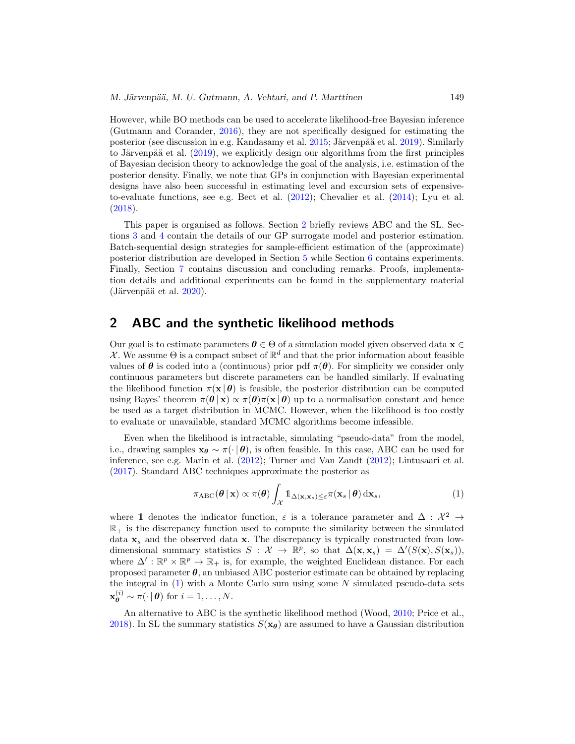However, while BO methods can be used to accelerate likelihood-free Bayesian inference (Gutmann and Corander, 2016), they are not specifically designed for estimating the posterior (see discussion in e.g. Kandasamy et al. 2015; Järvenpää et al. 2019). Similarly to Järvenpää et al. (2019), we explicitly design our algorithms from the first principles of Bayesian decision theory to acknowledge the goal of the analysis, i.e. estimation of the posterior density. Finally, we note that GPs in conjunction with Bayesian experimental designs have also been successful in estimating level and excursion sets of expensive-to-evaluate functions, see e.g. Bect et al. (2012); Chevalier et al. (2014); Lyu et al. (2018).

This paper is organised as follows. Section 2 briefly reviews ABC and the SL. Sections 3 and 4 contain the details of our GP surrogate model and posterior estimation. Batch-sequential design strategies for sample-efficient estimation of the (approximate) posterior distribution are developed in Section 5 while Section 6 contains experiments. Finally, Section 7 contains discussion and concluding remarks. Proofs, implementation details and additional experiments can be found in the supplementary material (Järvenpää et al. 2020).

## 2 ABC and the synthetic likelihood methods

Our goal is to estimate parameters $\boldsymbol{\theta} \in \Theta$ of a simulation model given observed data $\mathbf{x} \in \mathcal{X}$. We assume $\Theta$ is a compact subset of $\mathbb{R}^d$ and that the prior information about feasible values of $\boldsymbol{\theta}$ is coded into a (continuous) prior pdf $\pi(\boldsymbol{\theta})$. For simplicity we consider only continuous parameters but discrete parameters can be handled similarly. If evaluating the likelihood function $\pi(\mathbf{x} \,|\, \boldsymbol{\theta})$ is feasible, the posterior distribution can be computed using Bayes' theorem $\pi(\boldsymbol{\theta} \,|\, \mathbf{x}) \propto \pi(\boldsymbol{\theta})\pi(\mathbf{x} \,|\, \boldsymbol{\theta})$ up to a normalisation constant and hence be used as a target distribution in MCMC. However, when the likelihood is too costly to evaluate or unavailable, standard MCMC algorithms become infeasible.

Even when the likelihood is intractable, simulating "pseudo-data" from the model, i.e., drawing samples $\mathbf{x}_{\boldsymbol{\theta}} \sim \pi(\cdot \,|\, \boldsymbol{\theta})$, is often feasible. In this case, ABC can be used for inference, see e.g. Marin et al. (2012); Turner and Van Zandt (2012); Lintusaari et al. (2017). Standard ABC techniques approximate the posterior as

$$\pi_{\mathrm{ABC}}(\boldsymbol{\theta} \,|\, \mathbf{x}) \propto \pi(\boldsymbol{\theta}) \int_{\mathcal{X}} \mathbb{1}_{\Delta(\mathbf{x}, \mathbf{x}_s) \leq \varepsilon} \pi(\mathbf{x}_s \,|\, \boldsymbol{\theta}) \, \mathrm{d}\mathbf{x}_s, \tag{1}$$

where $\mathbb{1}$ denotes the indicator function, $\varepsilon$ is a tolerance parameter and $\Delta : \mathcal{X}^2 \to \mathbb{R}_+$ is the discrepancy function used to compute the similarity between the simulated data $\mathbf{x}_s$ and the observed data $\mathbf{x}$. The discrepancy is typically constructed from low-dimensional summary statistics $S : \mathcal{X} \to \mathbb{R}^p$, so that $\Delta(\mathbf{x}, \mathbf{x}_s) = \Delta'(S(\mathbf{x}), S(\mathbf{x}_s))$, where $\Delta' : \mathbb{R}^p \times \mathbb{R}^p \to \mathbb{R}_+$ is, for example, the weighted Euclidean distance. For each proposed parameter $\boldsymbol{\theta}$, an unbiased ABC posterior estimate can be obtained by replacing the integral in (1) with a Monte Carlo sum using some $N$ simulated pseudo-data sets $\mathbf{x}_{\boldsymbol{\theta}}^{(i)} \sim \pi(\cdot \,|\, \boldsymbol{\theta})$ for $i = 1, \ldots, N$.

An alternative to ABC is the synthetic likelihood method (Wood, 2010; Price et al., 2018). In SL the summary statistics $S(\mathbf{x}_{\boldsymbol{\theta}})$ are assumed to have a Gaussian distribution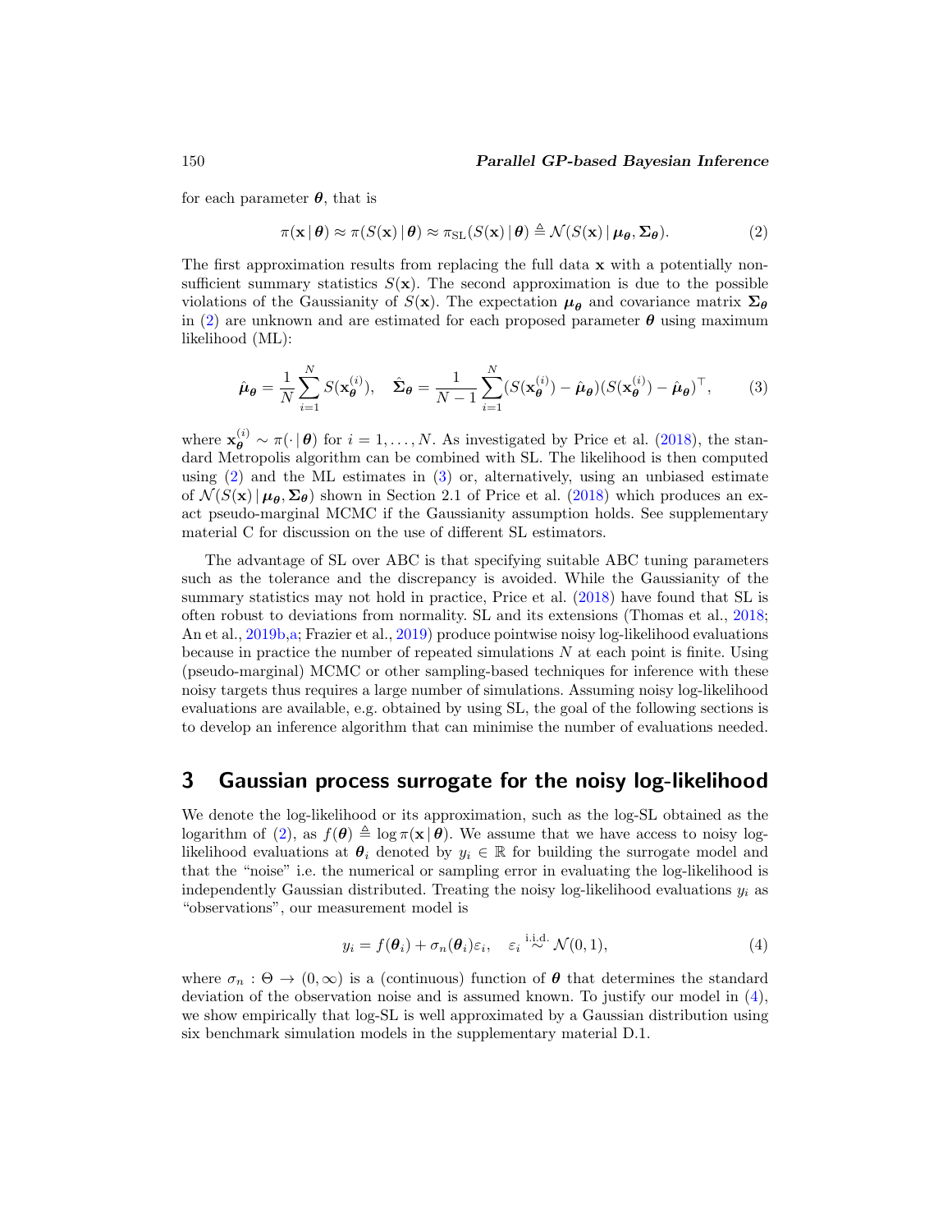for each parameter $\boldsymbol{\theta}$, that is

$$\pi(\mathbf{x} \,|\, \boldsymbol{\theta}) \approx \pi(S(\mathbf{x}) \,|\, \boldsymbol{\theta}) \approx \pi_{\mathrm{SL}}(S(\mathbf{x}) \,|\, \boldsymbol{\theta}) \triangleq \mathcal{N}(S(\mathbf{x}) \,|\, \boldsymbol{\mu}_{\boldsymbol{\theta}}, \boldsymbol{\Sigma}_{\boldsymbol{\theta}}). \tag{2}$$

The first approximation results from replacing the full data $\mathbf{x}$ with a potentially non-sufficient summary statistics $S(\mathbf{x})$. The second approximation is due to the possible violations of the Gaussianity of $S(\mathbf{x})$. The expectation $\boldsymbol{\mu}_{\boldsymbol{\theta}}$ and covariance matrix $\boldsymbol{\Sigma}_{\boldsymbol{\theta}}$ in (2) are unknown and are estimated for each proposed parameter $\boldsymbol{\theta}$ using maximum likelihood (ML):

$$\hat{\boldsymbol{\mu}}_{\boldsymbol{\theta}} = \frac{1}{N}\sum_{i=1}^{N} S(\mathbf{x}_{\boldsymbol{\theta}}^{(i)}), \quad \hat{\boldsymbol{\Sigma}}_{\boldsymbol{\theta}} = \frac{1}{N-1}\sum_{i=1}^{N}(S(\mathbf{x}_{\boldsymbol{\theta}}^{(i)}) - \hat{\boldsymbol{\mu}}_{\boldsymbol{\theta}})(S(\mathbf{x}_{\boldsymbol{\theta}}^{(i)}) - \hat{\boldsymbol{\mu}}_{\boldsymbol{\theta}})^{\top}, \tag{3}$$

where $\mathbf{x}_{\boldsymbol{\theta}}^{(i)} \sim \pi(\cdot \,|\, \boldsymbol{\theta})$ for $i = 1, \ldots, N$. As investigated by Price et al. (2018), the standard Metropolis algorithm can be combined with SL. The likelihood is then computed using (2) and the ML estimates in (3) or, alternatively, using an unbiased estimate of $\mathcal{N}(S(\mathbf{x}) \,|\, \boldsymbol{\mu}_{\boldsymbol{\theta}}, \boldsymbol{\Sigma}_{\boldsymbol{\theta}})$ shown in Section 2.1 of Price et al. (2018) which produces an exact pseudo-marginal MCMC if the Gaussianity assumption holds. See supplementary material C for discussion on the use of different SL estimators.

The advantage of SL over ABC is that specifying suitable ABC tuning parameters such as the tolerance and the discrepancy is avoided. While the Gaussianity of the summary statistics may not hold in practice, Price et al. (2018) have found that SL is often robust to deviations from normality. SL and its extensions (Thomas et al., 2018; An et al., 2019b,a; Frazier et al., 2019) produce pointwise noisy log-likelihood evaluations because in practice the number of repeated simulations $N$ at each point is finite. Using (pseudo-marginal) MCMC or other sampling-based techniques for inference with these noisy targets thus requires a large number of simulations. Assuming noisy log-likelihood evaluations are available, e.g. obtained by using SL, the goal of the following sections is to develop an inference algorithm that can minimise the number of evaluations needed.

# 3 Gaussian process surrogate for the noisy log-likelihood

We denote the log-likelihood or its approximation, such as the log-SL obtained as the logarithm of (2), as $f(\boldsymbol{\theta}) \triangleq \log \pi(\mathbf{x} \,|\, \boldsymbol{\theta})$. We assume that we have access to noisy log-likelihood evaluations at $\boldsymbol{\theta}_i$ denoted by $y_i \in \mathbb{R}$ for building the surrogate model and that the "noise" i.e. the numerical or sampling error in evaluating the log-likelihood is independently Gaussian distributed. Treating the noisy log-likelihood evaluations $y_i$ as "observations", our measurement model is

$$y_i = f(\boldsymbol{\theta}_i) + \sigma_n(\boldsymbol{\theta}_i)\varepsilon_i, \quad \varepsilon_i \overset{\text{i.i.d.}}{\sim} \mathcal{N}(0, 1), \tag{4}$$

where $\sigma_n : \Theta \to (0, \infty)$ is a (continuous) function of $\boldsymbol{\theta}$ that determines the standard deviation of the observation noise and is assumed known. To justify our model in (4), we show empirically that log-SL is well approximated by a Gaussian distribution using six benchmark simulation models in the supplementary material D.1.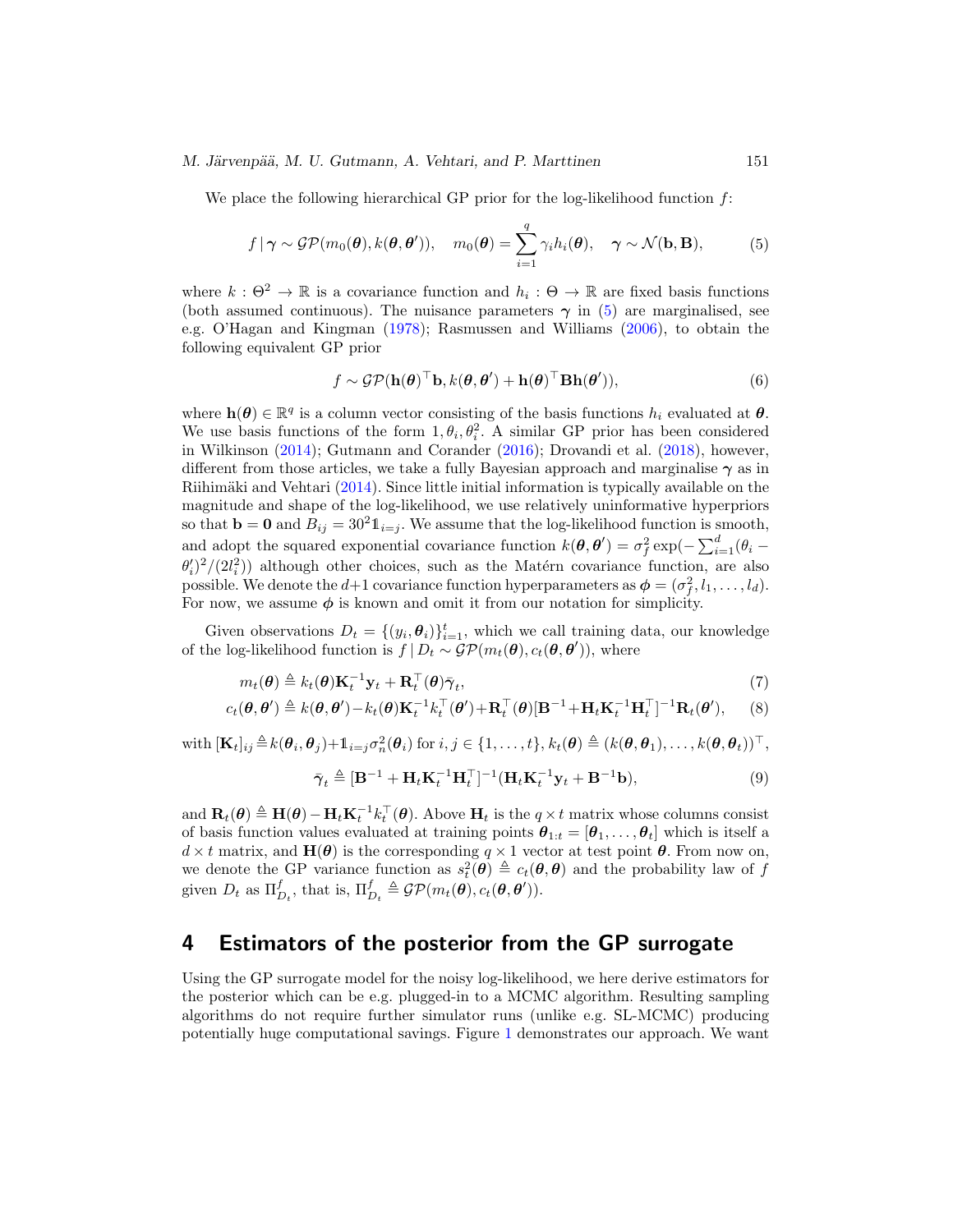We place the following hierarchical GP prior for the log-likelihood function $f$:

$$
f \mid \boldsymbol{\gamma} \sim \mathcal{GP}(m_0(\boldsymbol{\theta}), k(\boldsymbol{\theta}, \boldsymbol{\theta}')), \quad m_0(\boldsymbol{\theta}) = \sum_{i=1}^{q} \gamma_i h_i(\boldsymbol{\theta}), \quad \boldsymbol{\gamma} \sim \mathcal{N}(\mathbf{b}, \mathbf{B}), \tag{5}
$$

where $k : \Theta^2 \to \mathbb{R}$ is a covariance function and $h_i : \Theta \to \mathbb{R}$ are fixed basis functions (both assumed continuous). The nuisance parameters $\boldsymbol{\gamma}$ in (5) are marginalised, see e.g. O'Hagan and Kingman (1978); Rasmussen and Williams (2006), to obtain the following equivalent GP prior

$$
f \sim \mathcal{GP}(\mathbf{h}(\boldsymbol{\theta})^\top \mathbf{b}, k(\boldsymbol{\theta}, \boldsymbol{\theta}') + \mathbf{h}(\boldsymbol{\theta})^\top \mathbf{B} \mathbf{h}(\boldsymbol{\theta}')), \tag{6}
$$

where $\mathbf{h}(\boldsymbol{\theta}) \in \mathbb{R}^q$ is a column vector consisting of the basis functions $h_i$ evaluated at $\boldsymbol{\theta}$. We use basis functions of the form $1, \theta_i, \theta_i^2$. A similar GP prior has been considered in Wilkinson (2014); Gutmann and Corander (2016); Drovandi et al. (2018), however, different from those articles, we take a fully Bayesian approach and marginalise $\boldsymbol{\gamma}$ as in Riihimäki and Vehtari (2014). Since little initial information is typically available on the magnitude and shape of the log-likelihood, we use relatively uninformative hyperpriors so that $\mathbf{b} = \mathbf{0}$ and $B_{ij} = 30^2 \mathbb{1}_{i=j}$. We assume that the log-likelihood function is smooth, and adopt the squared exponential covariance function $k(\boldsymbol{\theta}, \boldsymbol{\theta}') = \sigma_f^2 \exp(-\sum_{i=1}^{d} (\theta_i - \theta_i')^2/(2l_i^2))$ although other choices, such as the Matérn covariance function, are also possible. We denote the $d+1$ covariance function hyperparameters as $\boldsymbol{\phi} = (\sigma_f^2, l_1, \ldots, l_d)$. For now, we assume $\boldsymbol{\phi}$ is known and omit it from our notation for simplicity.

Given observations $D_t = \{(y_i, \boldsymbol{\theta}_i)\}_{i=1}^t$, which we call training data, our knowledge of the log-likelihood function is $f \mid D_t \sim \mathcal{GP}(m_t(\boldsymbol{\theta}), c_t(\boldsymbol{\theta}, \boldsymbol{\theta}'))$, where

$$
m_t(\boldsymbol{\theta}) \triangleq k_t(\boldsymbol{\theta}) \mathbf{K}_t^{-1} \mathbf{y}_t + \mathbf{R}_t^\top(\boldsymbol{\theta}) \bar{\boldsymbol{\gamma}}_t, \tag{7}
$$

$$
c_t(\boldsymbol{\theta}, \boldsymbol{\theta}') \triangleq k(\boldsymbol{\theta}, \boldsymbol{\theta}') - k_t(\boldsymbol{\theta}) \mathbf{K}_t^{-1} k_t^\top(\boldsymbol{\theta}') + \mathbf{R}_t^\top(\boldsymbol{\theta}) [\mathbf{B}^{-1} + \mathbf{H}_t \mathbf{K}_t^{-1} \mathbf{H}_t^\top]^{-1} \mathbf{R}_t(\boldsymbol{\theta}'), \tag{8}
$$

with $[\mathbf{K}_t]_{ij} \triangleq k(\boldsymbol{\theta}_i, \boldsymbol{\theta}_j) + \mathbb{1}_{i=j} \sigma_n^2(\boldsymbol{\theta}_i)$ for $i, j \in \{1, \ldots, t\}$, $k_t(\boldsymbol{\theta}) \triangleq (k(\boldsymbol{\theta}, \boldsymbol{\theta}_1), \ldots, k(\boldsymbol{\theta}, \boldsymbol{\theta}_t))^\top$,

$$
\bar{\boldsymbol{\gamma}}_t \triangleq [\mathbf{B}^{-1} + \mathbf{H}_t \mathbf{K}_t^{-1} \mathbf{H}_t^\top]^{-1} (\mathbf{H}_t \mathbf{K}_t^{-1} \mathbf{y}_t + \mathbf{B}^{-1} \mathbf{b}), \tag{9}
$$

and $\mathbf{R}_t(\boldsymbol{\theta}) \triangleq \mathbf{H}(\boldsymbol{\theta}) - \mathbf{H}_t \mathbf{K}_t^{-1} k_t^\top(\boldsymbol{\theta})$. Above $\mathbf{H}_t$ is the $q \times t$ matrix whose columns consist of basis function values evaluated at training points $\boldsymbol{\theta}_{1:t} = [\boldsymbol{\theta}_1, \ldots, \boldsymbol{\theta}_t]$ which is itself a $d \times t$ matrix, and $\mathbf{H}(\boldsymbol{\theta})$ is the corresponding $q \times 1$ vector at test point $\boldsymbol{\theta}$. From now on, we denote the GP variance function as $s_t^2(\boldsymbol{\theta}) \triangleq c_t(\boldsymbol{\theta}, \boldsymbol{\theta})$ and the probability law of $f$ given $D_t$ as $\Pi_{D_t}^f$, that is, $\Pi_{D_t}^f \triangleq \mathcal{GP}(m_t(\boldsymbol{\theta}), c_t(\boldsymbol{\theta}, \boldsymbol{\theta}'))$.

## 4 Estimators of the posterior from the GP surrogate

Using the GP surrogate model for the noisy log-likelihood, we here derive estimators for the posterior which can be e.g. plugged-in to a MCMC algorithm. Resulting sampling algorithms do not require further simulator runs (unlike e.g. SL-MCMC) producing potentially huge computational savings. Figure 1 demonstrates our approach. We want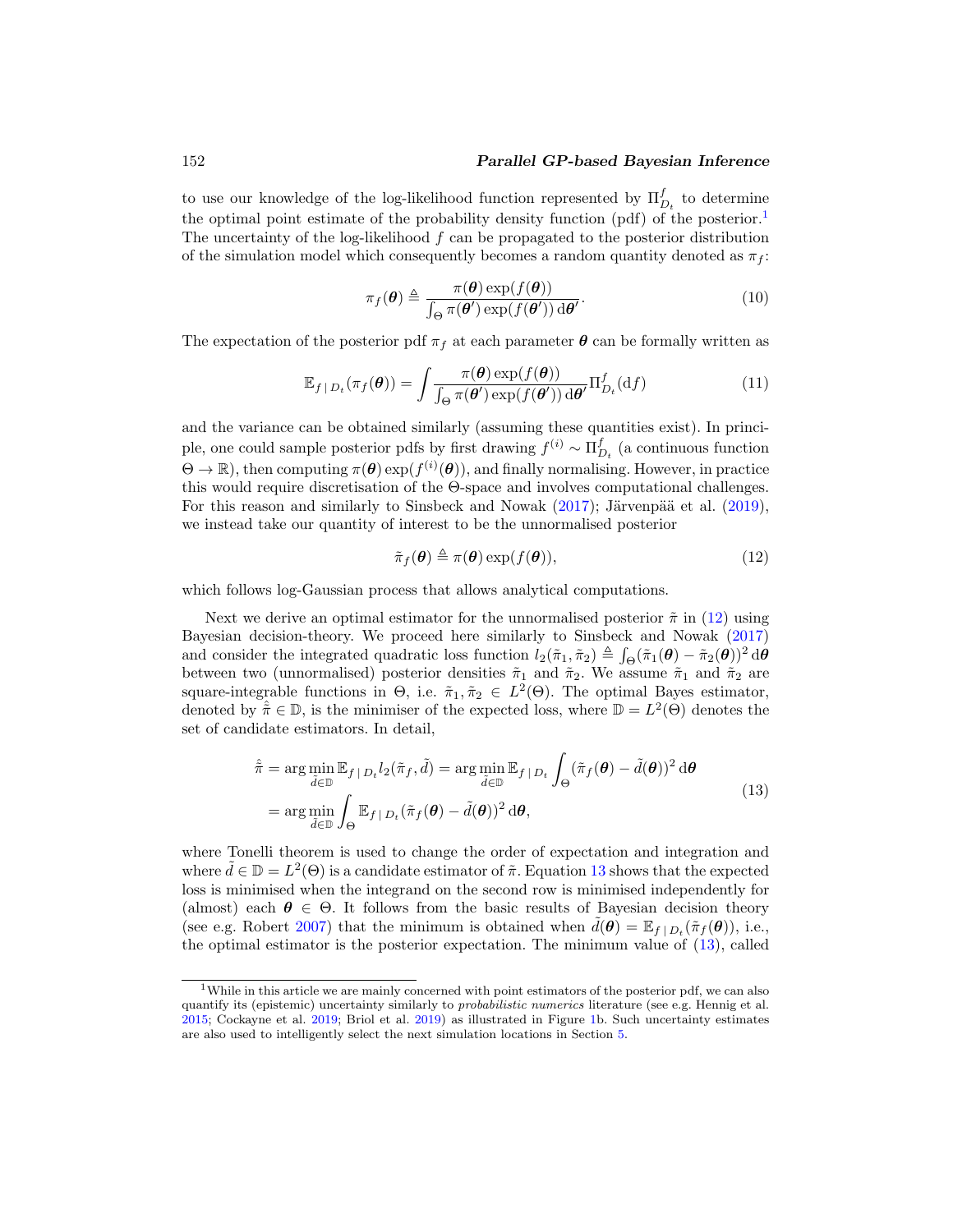to use our knowledge of the log-likelihood function represented by $\Pi^f_{D_t}$ to determine the optimal point estimate of the probability density function (pdf) of the posterior.[1] The uncertainty of the log-likelihood $f$ can be propagated to the posterior distribution of the simulation model which consequently becomes a random quantity denoted as $\pi_f$:

$$\pi_f(\boldsymbol{\theta}) \triangleq \frac{\pi(\boldsymbol{\theta})\exp(f(\boldsymbol{\theta}))}{\int_\Theta \pi(\boldsymbol{\theta}')\exp(f(\boldsymbol{\theta}'))\,\mathrm{d}\boldsymbol{\theta}'}. \tag{10}$$

The expectation of the posterior pdf $\pi_f$ at each parameter $\boldsymbol{\theta}$ can be formally written as

$$\mathbb{E}_{f\,|\,D_t}(\pi_f(\boldsymbol{\theta})) = \int \frac{\pi(\boldsymbol{\theta})\exp(f(\boldsymbol{\theta}))}{\int_\Theta \pi(\boldsymbol{\theta}')\exp(f(\boldsymbol{\theta}'))\,\mathrm{d}\boldsymbol{\theta}'}\Pi^f_{D_t}(\mathrm{d}f) \tag{11}$$

and the variance can be obtained similarly (assuming these quantities exist). In principle, one could sample posterior pdfs by first drawing $f^{(i)} \sim \Pi^f_{D_t}$ (a continuous function $\Theta \to \mathbb{R}$), then computing $\pi(\boldsymbol{\theta})\exp(f^{(i)}(\boldsymbol{\theta}))$, and finally normalising. However, in practice this would require discretisation of the $\Theta$-space and involves computational challenges. For this reason and similarly to Sinsbeck and Nowak (2017); Järvenpää et al. (2019), we instead take our quantity of interest to be the unnormalised posterior

$$\tilde{\pi}_f(\boldsymbol{\theta}) \triangleq \pi(\boldsymbol{\theta})\exp(f(\boldsymbol{\theta})), \tag{12}$$

which follows log-Gaussian process that allows analytical computations.

Next we derive an optimal estimator for the unnormalised posterior $\tilde{\pi}$ in (12) using Bayesian decision-theory. We proceed here similarly to Sinsbeck and Nowak (2017) and consider the integrated quadratic loss function $l_2(\tilde{\pi}_1, \tilde{\pi}_2) \triangleq \int_\Theta (\tilde{\pi}_1(\boldsymbol{\theta}) - \tilde{\pi}_2(\boldsymbol{\theta}))^2\,\mathrm{d}\boldsymbol{\theta}$ between two (unnormalised) posterior densities $\tilde{\pi}_1$ and $\tilde{\pi}_2$. We assume $\tilde{\pi}_1$ and $\tilde{\pi}_2$ are square-integrable functions in $\Theta$, i.e. $\tilde{\pi}_1, \tilde{\pi}_2 \in L^2(\Theta)$. The optimal Bayes estimator, denoted by $\hat{\tilde{\pi}} \in \mathbb{D}$, is the minimiser of the expected loss, where $\mathbb{D} = L^2(\Theta)$ denotes the set of candidate estimators. In detail,

$$\begin{aligned}\hat{\tilde{\pi}} &= \arg\min_{\tilde{d}\in\mathbb{D}} \mathbb{E}_{f\,|\,D_t} l_2(\tilde{\pi}_f, \tilde{d}) = \arg\min_{\tilde{d}\in\mathbb{D}} \mathbb{E}_{f\,|\,D_t} \int_\Theta (\tilde{\pi}_f(\boldsymbol{\theta}) - \tilde{d}(\boldsymbol{\theta}))^2\,\mathrm{d}\boldsymbol{\theta} \\ &= \arg\min_{\tilde{d}\in\mathbb{D}} \int_\Theta \mathbb{E}_{f\,|\,D_t} (\tilde{\pi}_f(\boldsymbol{\theta}) - \tilde{d}(\boldsymbol{\theta}))^2\,\mathrm{d}\boldsymbol{\theta},\end{aligned} \tag{13}$$

where Tonelli theorem is used to change the order of expectation and integration and where $\tilde{d} \in \mathbb{D} = L^2(\Theta)$ is a candidate estimator of $\tilde{\pi}$. Equation 13 shows that the expected loss is minimised when the integrand on the second row is minimised independently for (almost) each $\boldsymbol{\theta} \in \Theta$. It follows from the basic results of Bayesian decision theory (see e.g. Robert 2007) that the minimum is obtained when $\tilde{d}(\boldsymbol{\theta}) = \mathbb{E}_{f\,|\,D_t}(\tilde{\pi}_f(\boldsymbol{\theta}))$, i.e., the optimal estimator is the posterior expectation. The minimum value of (13), called

[1] While in this article we are mainly concerned with point estimators of the posterior pdf, we can also quantify its (epistemic) uncertainty similarly to *probabilistic numerics* literature (see e.g. Hennig et al. 2015; Cockayne et al. 2019; Briol et al. 2019) as illustrated in Figure 1b. Such uncertainty estimates are also used to intelligently select the next simulation locations in Section 5.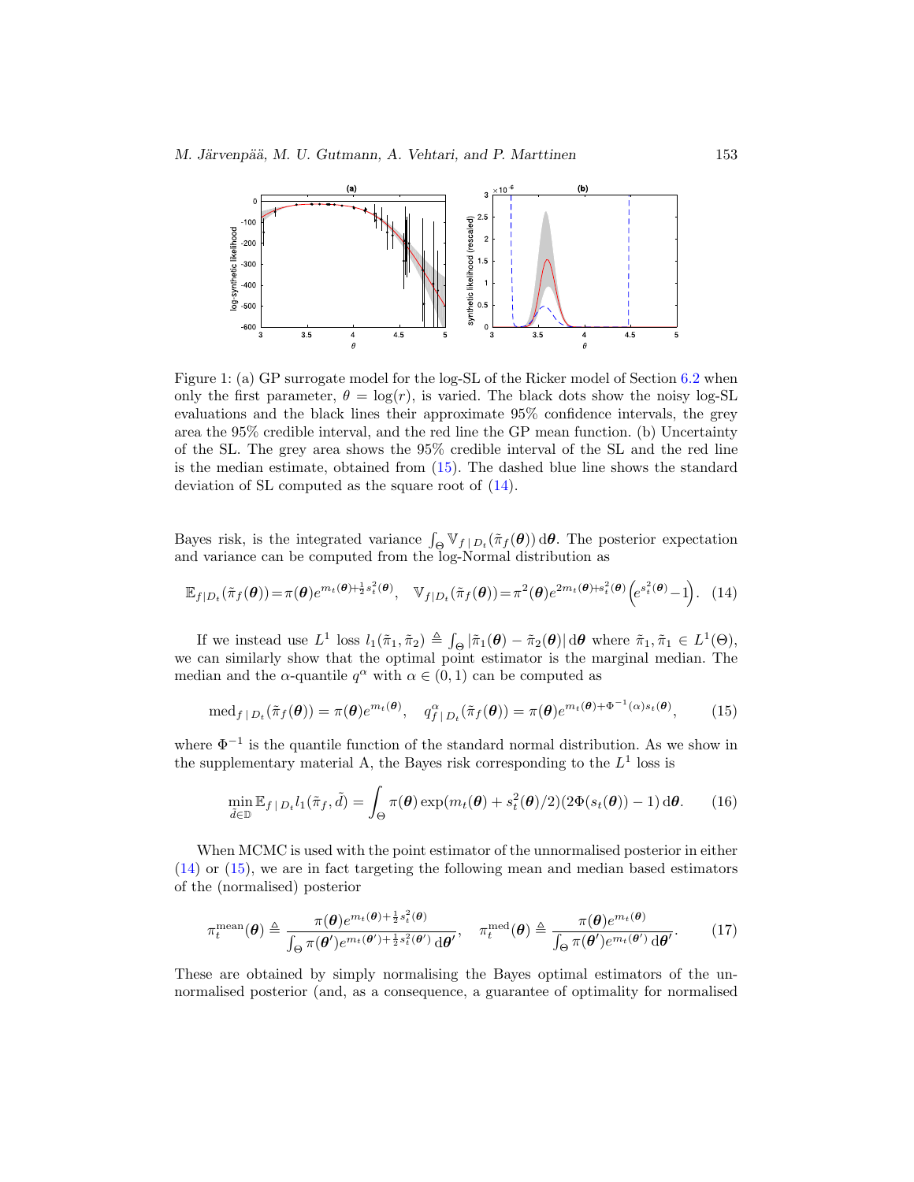Figure 1: (a) GP surrogate model for the log-SL of the Ricker model of Section 6.2 when only the first parameter, $\theta = \log(r)$, is varied. The black dots show the noisy log-SL evaluations and the black lines their approximate 95% confidence intervals, the grey area the 95% credible interval, and the red line the GP mean function. (b) Uncertainty of the SL. The grey area shows the 95% credible interval of the SL and the red line is the median estimate, obtained from (15). The dashed blue line shows the standard deviation of SL computed as the square root of (14).

Bayes risk, is the integrated variance $\int_\Theta \mathbb{V}_{f\,|\,D_t}(\tilde{\pi}_f(\boldsymbol{\theta}))\,\mathrm{d}\boldsymbol{\theta}$. The posterior expectation and variance can be computed from the log-Normal distribution as

$$\mathbb{E}_{f|D_t}(\tilde{\pi}_f(\boldsymbol{\theta})) = \pi(\boldsymbol{\theta})e^{m_t(\boldsymbol{\theta})+\frac{1}{2}s_t^2(\boldsymbol{\theta})}, \quad \mathbb{V}_{f|D_t}(\tilde{\pi}_f(\boldsymbol{\theta})) = \pi^2(\boldsymbol{\theta})e^{2m_t(\boldsymbol{\theta})+s_t^2(\boldsymbol{\theta})}\left(e^{s_t^2(\boldsymbol{\theta})}-1\right). \quad (14)$$

If we instead use $L^1$ loss $l_1(\tilde{\pi}_1, \tilde{\pi}_2) \triangleq \int_\Theta |\tilde{\pi}_1(\boldsymbol{\theta}) - \tilde{\pi}_2(\boldsymbol{\theta})|\,\mathrm{d}\boldsymbol{\theta}$ where $\tilde{\pi}_1, \tilde{\pi}_1 \in L^1(\Theta)$, we can similarly show that the optimal point estimator is the marginal median. The median and the $\alpha$-quantile $q^\alpha$ with $\alpha \in (0, 1)$ can be computed as

$$\mathrm{med}_{f\,|\,D_t}(\tilde{\pi}_f(\boldsymbol{\theta})) = \pi(\boldsymbol{\theta})e^{m_t(\boldsymbol{\theta})}, \quad q^\alpha_{f\,|\,D_t}(\tilde{\pi}_f(\boldsymbol{\theta})) = \pi(\boldsymbol{\theta})e^{m_t(\boldsymbol{\theta})+\Phi^{-1}(\alpha)s_t(\boldsymbol{\theta})}, \quad (15)$$

where $\Phi^{-1}$ is the quantile function of the standard normal distribution. As we show in the supplementary material A, the Bayes risk corresponding to the $L^1$ loss is

$$\min_{\tilde{d}\in\mathbb{D}} \mathbb{E}_{f\,|\,D_t} l_1(\tilde{\pi}_f, \tilde{d}) = \int_\Theta \pi(\boldsymbol{\theta}) \exp(m_t(\boldsymbol{\theta}) + s_t^2(\boldsymbol{\theta})/2)(2\Phi(s_t(\boldsymbol{\theta})) - 1)\,\mathrm{d}\boldsymbol{\theta}. \quad (16)$$

When MCMC is used with the point estimator of the unnormalised posterior in either (14) or (15), we are in fact targeting the following mean and median based estimators of the (normalised) posterior

$$\pi_t^{\mathrm{mean}}(\boldsymbol{\theta}) \triangleq \frac{\pi(\boldsymbol{\theta})e^{m_t(\boldsymbol{\theta})+\frac{1}{2}s_t^2(\boldsymbol{\theta})}}{\int_\Theta \pi(\boldsymbol{\theta}')e^{m_t(\boldsymbol{\theta}')+\frac{1}{2}s_t^2(\boldsymbol{\theta}')}\,\mathrm{d}\boldsymbol{\theta}'}, \quad \pi_t^{\mathrm{med}}(\boldsymbol{\theta}) \triangleq \frac{\pi(\boldsymbol{\theta})e^{m_t(\boldsymbol{\theta})}}{\int_\Theta \pi(\boldsymbol{\theta}')e^{m_t(\boldsymbol{\theta}')}\,\mathrm{d}\boldsymbol{\theta}'}. \quad (17)$$

These are obtained by simply normalising the Bayes optimal estimators of the unnormalised posterior (and, as a consequence, a guarantee of optimality for normalised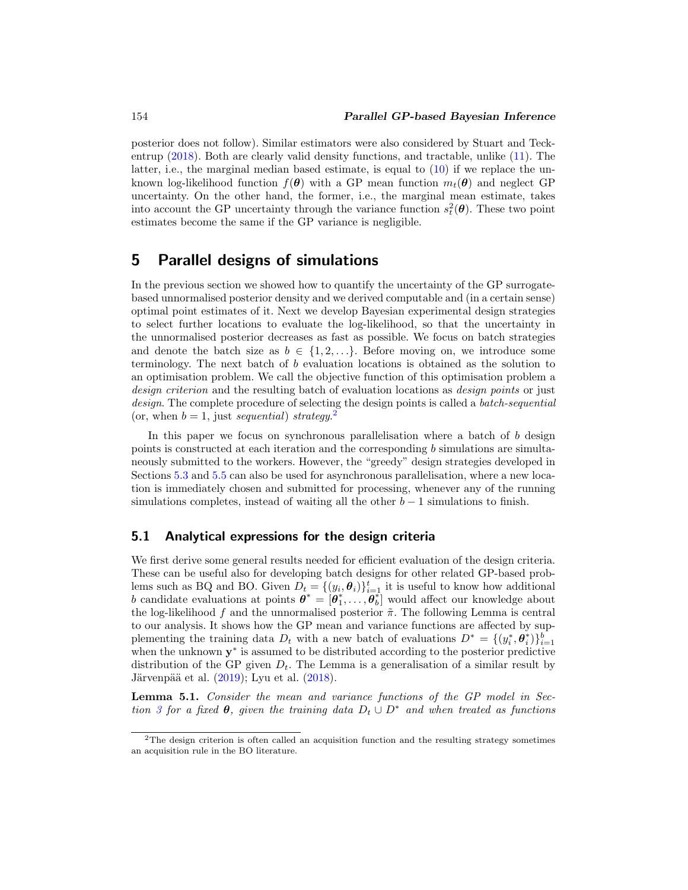posterior does not follow). Similar estimators were also considered by Stuart and Teckentrup (2018). Both are clearly valid density functions, and tractable, unlike (11). The latter, i.e., the marginal median based estimate, is equal to (10) if we replace the unknown log-likelihood function $f(\boldsymbol{\theta})$ with a GP mean function $m_t(\boldsymbol{\theta})$ and neglect GP uncertainty. On the other hand, the former, i.e., the marginal mean estimate, takes into account the GP uncertainty through the variance function $s_t^2(\boldsymbol{\theta})$. These two point estimates become the same if the GP variance is negligible.

# 5 Parallel designs of simulations

In the previous section we showed how to quantify the uncertainty of the GP surrogate-based unnormalised posterior density and we derived computable and (in a certain sense) optimal point estimates of it. Next we develop Bayesian experimental design strategies to select further locations to evaluate the log-likelihood, so that the uncertainty in the unnormalised posterior decreases as fast as possible. We focus on batch strategies and denote the batch size as $b \in \{1, 2, \ldots\}$. Before moving on, we introduce some terminology. The next batch of $b$ evaluation locations is obtained as the solution to an optimisation problem. We call the objective function of this optimisation problem a *design criterion* and the resulting batch of evaluation locations as *design points* or just *design*. The complete procedure of selecting the design points is called a *batch-sequential* (or, when $b = 1$, just *sequential*) *strategy*.[2]

In this paper we focus on synchronous parallelisation where a batch of $b$ design points is constructed at each iteration and the corresponding $b$ simulations are simultaneously submitted to the workers. However, the "greedy" design strategies developed in Sections 5.3 and 5.5 can also be used for asynchronous parallelisation, where a new location is immediately chosen and submitted for processing, whenever any of the running simulations completes, instead of waiting all the other $b - 1$ simulations to finish.

## 5.1 Analytical expressions for the design criteria

We first derive some general results needed for efficient evaluation of the design criteria. These can be useful also for developing batch designs for other related GP-based problems such as BQ and BO. Given $D_t = \{(y_i, \boldsymbol{\theta}_i)\}_{i=1}^t$ it is useful to know how additional $b$ candidate evaluations at points $\boldsymbol{\theta}^* = [\boldsymbol{\theta}_1^*, \ldots, \boldsymbol{\theta}_b^*]$ would affect our knowledge about the log-likelihood $f$ and the unnormalised posterior $\tilde{\pi}$. The following Lemma is central to our analysis. It shows how the GP mean and variance functions are affected by supplementing the training data $D_t$ with a new batch of evaluations $D^* = \{(y_i^*, \boldsymbol{\theta}_i^*)\}_{i=1}^b$ when the unknown $\mathbf{y}^*$ is assumed to be distributed according to the posterior predictive distribution of the GP given $D_t$. The Lemma is a generalisation of a similar result by Järvenpää et al. (2019); Lyu et al. (2018).

**Lemma 5.1.** *Consider the mean and variance functions of the GP model in Section 3 for a fixed $\boldsymbol{\theta}$, given the training data $D_t \cup D^*$ and when treated as functions*

[2] The design criterion is often called an acquisition function and the resulting strategy sometimes an acquisition rule in the BO literature.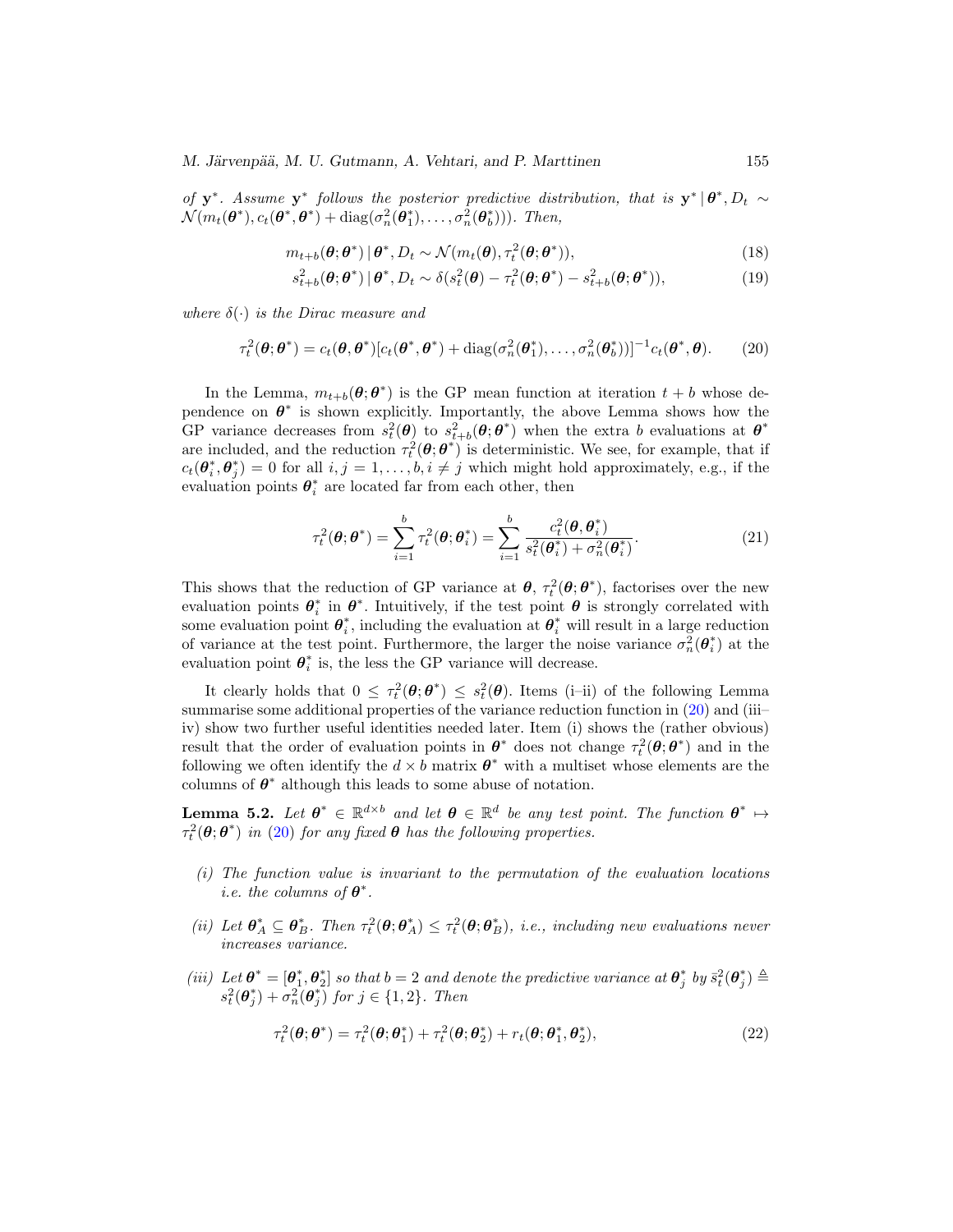of $\mathbf{y}^*$. Assume $\mathbf{y}^*$ follows the posterior predictive distribution, that is $\mathbf{y}^* \,|\, \boldsymbol{\theta}^*, D_t \sim \mathcal{N}(m_t(\boldsymbol{\theta}^*), c_t(\boldsymbol{\theta}^*, \boldsymbol{\theta}^*) + \mathrm{diag}(\sigma_n^2(\boldsymbol{\theta}_1^*), \ldots, \sigma_n^2(\boldsymbol{\theta}_b^*)))$. Then,

$$m_{t+b}(\boldsymbol{\theta}; \boldsymbol{\theta}^*) \,|\, \boldsymbol{\theta}^*, D_t \sim \mathcal{N}(m_t(\boldsymbol{\theta}), \tau_t^2(\boldsymbol{\theta}; \boldsymbol{\theta}^*)), \tag{18}$$

$$s_{t+b}^2(\boldsymbol{\theta}; \boldsymbol{\theta}^*) \,|\, \boldsymbol{\theta}^*, D_t \sim \delta(s_t^2(\boldsymbol{\theta}) - \tau_t^2(\boldsymbol{\theta}; \boldsymbol{\theta}^*) - s_{t+b}^2(\boldsymbol{\theta}; \boldsymbol{\theta}^*)), \tag{19}$$

where $\delta(\cdot)$ is the Dirac measure and

$$\tau_t^2(\boldsymbol{\theta}; \boldsymbol{\theta}^*) = c_t(\boldsymbol{\theta}, \boldsymbol{\theta}^*)[c_t(\boldsymbol{\theta}^*, \boldsymbol{\theta}^*) + \mathrm{diag}(\sigma_n^2(\boldsymbol{\theta}_1^*), \ldots, \sigma_n^2(\boldsymbol{\theta}_b^*))]^{-1} c_t(\boldsymbol{\theta}^*, \boldsymbol{\theta}). \tag{20}$$

In the Lemma, $m_{t+b}(\boldsymbol{\theta}; \boldsymbol{\theta}^*)$ is the GP mean function at iteration $t+b$ whose dependence on $\boldsymbol{\theta}^*$ is shown explicitly. Importantly, the above Lemma shows how the GP variance decreases from $s_t^2(\boldsymbol{\theta})$ to $s_{t+b}^2(\boldsymbol{\theta}; \boldsymbol{\theta}^*)$ when the extra $b$ evaluations at $\boldsymbol{\theta}^*$ are included, and the reduction $\tau_t^2(\boldsymbol{\theta}; \boldsymbol{\theta}^*)$ is deterministic. We see, for example, that if $c_t(\boldsymbol{\theta}_i^*, \boldsymbol{\theta}_j^*) = 0$ for all $i, j = 1, \ldots, b, i \neq j$ which might hold approximately, e.g., if the evaluation points $\boldsymbol{\theta}_i^*$ are located far from each other, then

$$\tau_t^2(\boldsymbol{\theta}; \boldsymbol{\theta}^*) = \sum_{i=1}^{b} \tau_t^2(\boldsymbol{\theta}; \boldsymbol{\theta}_i^*) = \sum_{i=1}^{b} \frac{c_t^2(\boldsymbol{\theta}, \boldsymbol{\theta}_i^*)}{s_t^2(\boldsymbol{\theta}_i^*) + \sigma_n^2(\boldsymbol{\theta}_i^*)}. \tag{21}$$

This shows that the reduction of GP variance at $\boldsymbol{\theta}$, $\tau_t^2(\boldsymbol{\theta}; \boldsymbol{\theta}^*)$, factorises over the new evaluation points $\boldsymbol{\theta}_i^*$ in $\boldsymbol{\theta}^*$. Intuitively, if the test point $\boldsymbol{\theta}$ is strongly correlated with some evaluation point $\boldsymbol{\theta}_i^*$, including the evaluation at $\boldsymbol{\theta}_i^*$ will result in a large reduction of variance at the test point. Furthermore, the larger the noise variance $\sigma_n^2(\boldsymbol{\theta}_i^*)$ at the evaluation point $\boldsymbol{\theta}_i^*$ is, the less the GP variance will decrease.

It clearly holds that $0 \leq \tau_t^2(\boldsymbol{\theta}; \boldsymbol{\theta}^*) \leq s_t^2(\boldsymbol{\theta})$. Items (i–ii) of the following Lemma summarise some additional properties of the variance reduction function in (20) and (iii–iv) show two further useful identities needed later. Item (i) shows the (rather obvious) result that the order of evaluation points in $\boldsymbol{\theta}^*$ does not change $\tau_t^2(\boldsymbol{\theta}; \boldsymbol{\theta}^*)$ and in the following we often identify the $d \times b$ matrix $\boldsymbol{\theta}^*$ with a multiset whose elements are the columns of $\boldsymbol{\theta}^*$ although this leads to some abuse of notation.

**Lemma 5.2.** *Let $\boldsymbol{\theta}^* \in \mathbb{R}^{d \times b}$ and let $\boldsymbol{\theta} \in \mathbb{R}^d$ be any test point. The function $\boldsymbol{\theta}^* \mapsto \tau_t^2(\boldsymbol{\theta}; \boldsymbol{\theta}^*)$ in (20) for any fixed $\boldsymbol{\theta}$ has the following properties.*

*(i) The function value is invariant to the permutation of the evaluation locations i.e. the columns of $\boldsymbol{\theta}^*$.*

*(ii) Let $\boldsymbol{\theta}_A^* \subseteq \boldsymbol{\theta}_B^*$. Then $\tau_t^2(\boldsymbol{\theta}; \boldsymbol{\theta}_A^*) \leq \tau_t^2(\boldsymbol{\theta}; \boldsymbol{\theta}_B^*)$, i.e., including new evaluations never increases variance.*

*(iii) Let $\boldsymbol{\theta}^* = [\boldsymbol{\theta}_1^*, \boldsymbol{\theta}_2^*]$ so that $b = 2$ and denote the predictive variance at $\boldsymbol{\theta}_j^*$ by $\bar{s}_t^2(\boldsymbol{\theta}_j^*) \triangleq s_t^2(\boldsymbol{\theta}_j^*) + \sigma_n^2(\boldsymbol{\theta}_j^*)$ for $j \in \{1, 2\}$. Then*

$$\tau_t^2(\boldsymbol{\theta}; \boldsymbol{\theta}^*) = \tau_t^2(\boldsymbol{\theta}; \boldsymbol{\theta}_1^*) + \tau_t^2(\boldsymbol{\theta}; \boldsymbol{\theta}_2^*) + r_t(\boldsymbol{\theta}; \boldsymbol{\theta}_1^*, \boldsymbol{\theta}_2^*), \tag{22}$$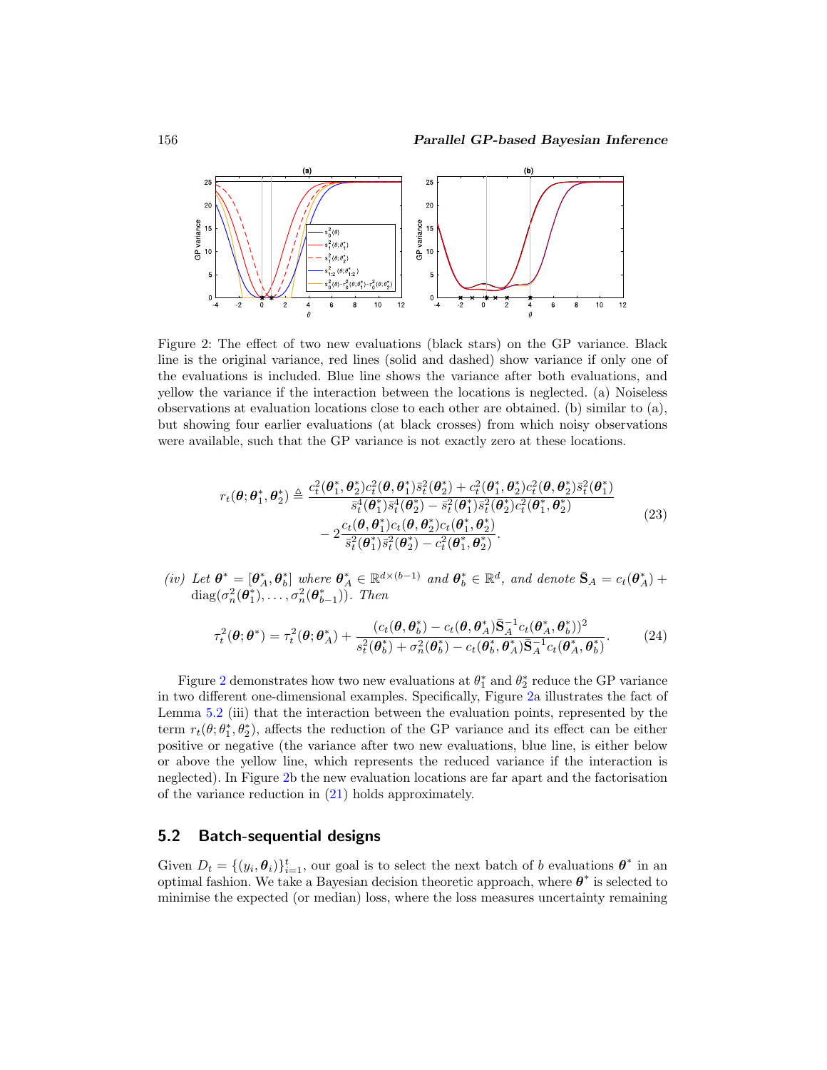Figure 2: The effect of two new evaluations (black stars) on the GP variance. Black line is the original variance, red lines (solid and dashed) show variance if only one of the evaluations is included. Blue line shows the variance after both evaluations, and yellow the variance if the interaction between the locations is neglected. (a) Noiseless observations at evaluation locations close to each other are obtained. (b) similar to (a), but showing four earlier evaluations (at black crosses) from which noisy observations were available, such that the GP variance is not exactly zero at these locations.

$$
\begin{aligned}
r_t(\boldsymbol{\theta}; \boldsymbol{\theta}_1^*, \boldsymbol{\theta}_2^*) \triangleq \; & \frac{c_t^2(\boldsymbol{\theta}_1^*, \boldsymbol{\theta}_2^*) c_t^2(\boldsymbol{\theta}, \boldsymbol{\theta}_1^*) \bar{s}_t^2(\boldsymbol{\theta}_2^*) + c_t^2(\boldsymbol{\theta}_1^*, \boldsymbol{\theta}_2^*) c_t^2(\boldsymbol{\theta}, \boldsymbol{\theta}_2^*) \bar{s}_t^2(\boldsymbol{\theta}_1^*)}{\bar{s}_t^4(\boldsymbol{\theta}_1^*) \bar{s}_t^4(\boldsymbol{\theta}_2^*) - \bar{s}_t^2(\boldsymbol{\theta}_1^*) \bar{s}_t^2(\boldsymbol{\theta}_2^*) c_t^2(\boldsymbol{\theta}_1^*, \boldsymbol{\theta}_2^*)} \\
& - 2 \frac{c_t(\boldsymbol{\theta}, \boldsymbol{\theta}_1^*) c_t(\boldsymbol{\theta}, \boldsymbol{\theta}_2^*) c_t(\boldsymbol{\theta}_1^*, \boldsymbol{\theta}_2^*)}{\bar{s}_t^2(\boldsymbol{\theta}_1^*) \bar{s}_t^2(\boldsymbol{\theta}_2^*) - c_t^2(\boldsymbol{\theta}_1^*, \boldsymbol{\theta}_2^*)}.
\end{aligned}
\tag{23}
$$

*(iv) Let* $\boldsymbol{\theta}^* = [\boldsymbol{\theta}_A^*, \boldsymbol{\theta}_b^*]$ *where* $\boldsymbol{\theta}_A^* \in \mathbb{R}^{d \times (b-1)}$ *and* $\boldsymbol{\theta}_b^* \in \mathbb{R}^d$*, and denote* $\bar{\mathbf{S}}_A = c_t(\boldsymbol{\theta}_A^*) + \operatorname{diag}(\sigma_n^2(\boldsymbol{\theta}_1^*), \ldots, \sigma_n^2(\boldsymbol{\theta}_{b-1}^*))$*. Then*

$$
\tau_t^2(\boldsymbol{\theta}; \boldsymbol{\theta}^*) = \tau_t^2(\boldsymbol{\theta}; \boldsymbol{\theta}_A^*) + \frac{(c_t(\boldsymbol{\theta}, \boldsymbol{\theta}_b^*) - c_t(\boldsymbol{\theta}, \boldsymbol{\theta}_A^*) \bar{\mathbf{S}}_A^{-1} c_t(\boldsymbol{\theta}_A^*, \boldsymbol{\theta}_b^*))^2}{s_t^2(\boldsymbol{\theta}_b^*) + \sigma_n^2(\boldsymbol{\theta}_b^*) - c_t(\boldsymbol{\theta}_b^*, \boldsymbol{\theta}_A^*) \bar{\mathbf{S}}_A^{-1} c_t(\boldsymbol{\theta}_A^*, \boldsymbol{\theta}_b^*)}.
\tag{24}
$$

Figure 2 demonstrates how two new evaluations at $\theta_1^*$ and $\theta_2^*$ reduce the GP variance in two different one-dimensional examples. Specifically, Figure 2a illustrates the fact of Lemma 5.2 (iii) that the interaction between the evaluation points, represented by the term $r_t(\theta; \theta_1^*, \theta_2^*)$, affects the reduction of the GP variance and its effect can be either positive or negative (the variance after two new evaluations, blue line, is either below or above the yellow line, which represents the reduced variance if the interaction is neglected). In Figure 2b the new evaluation locations are far apart and the factorisation of the variance reduction in (21) holds approximately.

## 5.2 Batch-sequential designs

Given $D_t = \{(y_i, \boldsymbol{\theta}_i)\}_{i=1}^t$, our goal is to select the next batch of $b$ evaluations $\boldsymbol{\theta}^*$ in an optimal fashion. We take a Bayesian decision theoretic approach, where $\boldsymbol{\theta}^*$ is selected to minimise the expected (or median) loss, where the loss measures uncertainty remaining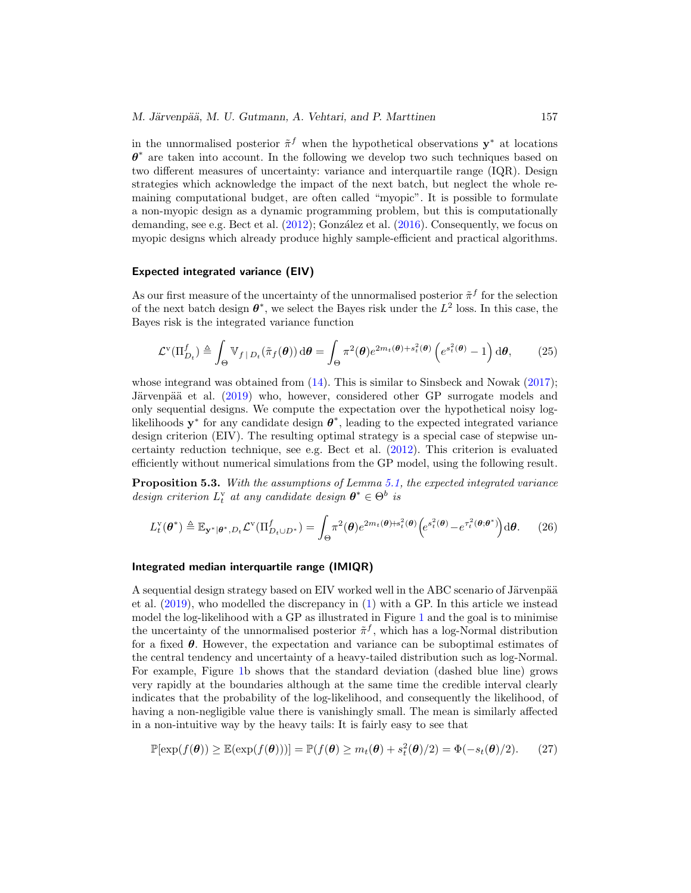in the unnormalised posterior $\tilde{\pi}^f$ when the hypothetical observations $\mathbf{y}^*$ at locations $\boldsymbol{\theta}^*$ are taken into account. In the following we develop two such techniques based on two different measures of uncertainty: variance and interquartile range (IQR). Design strategies which acknowledge the impact of the next batch, but neglect the whole remaining computational budget, are often called "myopic". It is possible to formulate a non-myopic design as a dynamic programming problem, but this is computationally demanding, see e.g. Bect et al. (2012); González et al. (2016). Consequently, we focus on myopic designs which already produce highly sample-efficient and practical algorithms.

### Expected integrated variance (EIV)

As our first measure of the uncertainty of the unnormalised posterior $\tilde{\pi}^f$ for the selection of the next batch design $\boldsymbol{\theta}^*$, we select the Bayes risk under the $L^2$ loss. In this case, the Bayes risk is the integrated variance function

$$\mathcal{L}^{\mathrm{v}}(\Pi_{D_t}^f) \triangleq \int_{\Theta} \mathbb{V}_{f \mid D_t}(\tilde{\pi}_f(\boldsymbol{\theta}))\,\mathrm{d}\boldsymbol{\theta} = \int_{\Theta} \pi^2(\boldsymbol{\theta}) e^{2m_t(\boldsymbol{\theta})+s_t^2(\boldsymbol{\theta})}\left(e^{s_t^2(\boldsymbol{\theta})}-1\right)\mathrm{d}\boldsymbol{\theta}, \tag{25}$$

whose integrand was obtained from (14). This is similar to Sinsbeck and Nowak (2017); Järvenpää et al. (2019) who, however, considered other GP surrogate models and only sequential designs. We compute the expectation over the hypothetical noisy log-likelihoods $\mathbf{y}^*$ for any candidate design $\boldsymbol{\theta}^*$, leading to the expected integrated variance design criterion (EIV). The resulting optimal strategy is a special case of stepwise uncertainty reduction technique, see e.g. Bect et al. (2012). This criterion is evaluated efficiently without numerical simulations from the GP model, using the following result.

**Proposition 5.3.** *With the assumptions of Lemma 5.1, the expected integrated variance design criterion $L_t^{\mathrm{v}}$ at any candidate design $\boldsymbol{\theta}^* \in \Theta^b$ is*

$$L_t^{\mathrm{v}}(\boldsymbol{\theta}^*) \triangleq \mathbb{E}_{\mathbf{y}^* \mid \boldsymbol{\theta}^*, D_t}\mathcal{L}^{\mathrm{v}}(\Pi_{D_t \cup D^*}^f) = \int_{\Theta} \pi^2(\boldsymbol{\theta}) e^{2m_t(\boldsymbol{\theta})+s_t^2(\boldsymbol{\theta})}\left(e^{s_t^2(\boldsymbol{\theta})}-e^{\tau_t^2(\boldsymbol{\theta};\boldsymbol{\theta}^*)}\right)\mathrm{d}\boldsymbol{\theta}. \tag{26}$$

### Integrated median interquartile range (IMIQR)

A sequential design strategy based on EIV worked well in the ABC scenario of Järvenpää et al. (2019), who modelled the discrepancy in (1) with a GP. In this article we instead model the log-likelihood with a GP as illustrated in Figure 1 and the goal is to minimise the uncertainty of the unnormalised posterior $\tilde{\pi}^f$, which has a log-Normal distribution for a fixed $\boldsymbol{\theta}$. However, the expectation and variance can be suboptimal estimates of the central tendency and uncertainty of a heavy-tailed distribution such as log-Normal. For example, Figure 1b shows that the standard deviation (dashed blue line) grows very rapidly at the boundaries although at the same time the credible interval clearly indicates that the probability of the log-likelihood, and consequently the likelihood, of having a non-negligible value there is vanishingly small. The mean is similarly affected in a non-intuitive way by the heavy tails: It is fairly easy to see that

$$\mathbb{P}[\exp(f(\boldsymbol{\theta})) \geq \mathbb{E}(\exp(f(\boldsymbol{\theta})))] = \mathbb{P}(f(\boldsymbol{\theta}) \geq m_t(\boldsymbol{\theta}) + s_t^2(\boldsymbol{\theta})/2) = \Phi(-s_t(\boldsymbol{\theta})/2). \tag{27}$$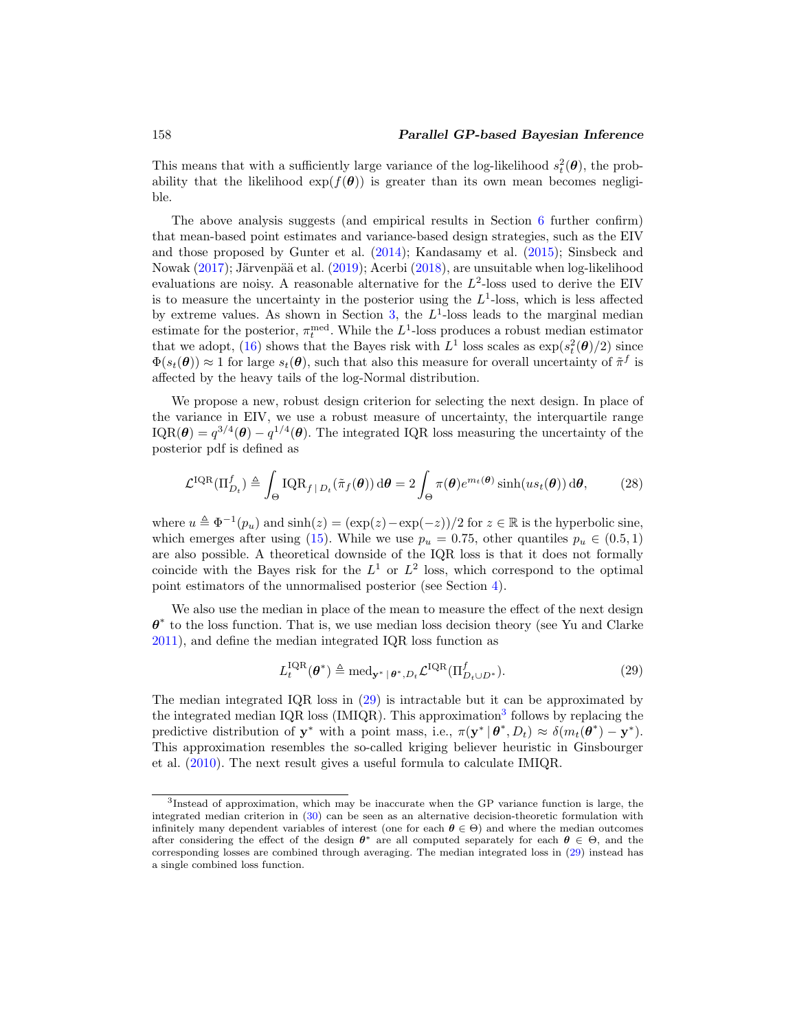This means that with a sufficiently large variance of the log-likelihood $s_t^2(\boldsymbol{\theta})$, the probability that the likelihood $\exp(f(\boldsymbol{\theta}))$ is greater than its own mean becomes negligible.

The above analysis suggests (and empirical results in Section 6 further confirm) that mean-based point estimates and variance-based design strategies, such as the EIV and those proposed by Gunter et al. (2014); Kandasamy et al. (2015); Sinsbeck and Nowak (2017); Järvenpää et al. (2019); Acerbi (2018), are unsuitable when log-likelihood evaluations are noisy. A reasonable alternative for the $L^2$-loss used to derive the EIV is to measure the uncertainty in the posterior using the $L^1$-loss, which is less affected by extreme values. As shown in Section 3, the $L^1$-loss leads to the marginal median estimate for the posterior, $\pi_t^{\text{med}}$. While the $L^1$-loss produces a robust median estimator that we adopt, (16) shows that the Bayes risk with $L^1$ loss scales as $\exp(s_t^2(\boldsymbol{\theta})/2)$ since $\Phi(s_t(\boldsymbol{\theta})) \approx 1$ for large $s_t(\boldsymbol{\theta})$, such that also this measure for overall uncertainty of $\tilde{\pi}^f$ is affected by the heavy tails of the log-Normal distribution.

We propose a new, robust design criterion for selecting the next design. In place of the variance in EIV, we use a robust measure of uncertainty, the interquartile range $\text{IQR}(\boldsymbol{\theta}) = q^{3/4}(\boldsymbol{\theta}) - q^{1/4}(\boldsymbol{\theta})$. The integrated IQR loss measuring the uncertainty of the posterior pdf is defined as

$$\mathcal{L}^{\text{IQR}}(\Pi_{D_t}^f) \triangleq \int_\Theta \text{IQR}_{f \mid D_t}(\tilde{\pi}_f(\boldsymbol{\theta}))\,\mathrm{d}\boldsymbol{\theta} = 2\int_\Theta \pi(\boldsymbol{\theta}) e^{m_t(\boldsymbol{\theta})} \sinh(u s_t(\boldsymbol{\theta}))\,\mathrm{d}\boldsymbol{\theta}, \tag{28}$$

where $u \triangleq \Phi^{-1}(p_u)$ and $\sinh(z) = (\exp(z) - \exp(-z))/2$ for $z \in \mathbb{R}$ is the hyperbolic sine, which emerges after using (15). While we use $p_u = 0.75$, other quantiles $p_u \in (0.5, 1)$ are also possible. A theoretical downside of the IQR loss is that it does not formally coincide with the Bayes risk for the $L^1$ or $L^2$ loss, which correspond to the optimal point estimators of the unnormalised posterior (see Section 4).

We also use the median in place of the mean to measure the effect of the next design $\boldsymbol{\theta}^*$ to the loss function. That is, we use median loss decision theory (see Yu and Clarke 2011), and define the median integrated IQR loss function as

$$L_t^{\text{IQR}}(\boldsymbol{\theta}^*) \triangleq \text{med}_{\mathbf{y}^* \mid \boldsymbol{\theta}^*, D_t} \mathcal{L}^{\text{IQR}}(\Pi_{D_t \cup D^*}^f). \tag{29}$$

The median integrated IQR loss in (29) is intractable but it can be approximated by the integrated median IQR loss (IMIQR). This approximation[3] follows by replacing the predictive distribution of $\mathbf{y}^*$ with a point mass, i.e., $\pi(\mathbf{y}^* \mid \boldsymbol{\theta}^*, D_t) \approx \delta(m_t(\boldsymbol{\theta}^*) - \mathbf{y}^*)$. This approximation resembles the so-called kriging believer heuristic in Ginsbourger et al. (2010). The next result gives a useful formula to calculate IMIQR.

[3] Instead of approximation, which may be inaccurate when the GP variance function is large, the integrated median criterion in (30) can be seen as an alternative decision-theoretic formulation with infinitely many dependent variables of interest (one for each $\boldsymbol{\theta} \in \Theta$) and where the median outcomes after considering the effect of the design $\boldsymbol{\theta}^*$ are all computed separately for each $\boldsymbol{\theta} \in \Theta$, and the corresponding losses are combined through averaging. The median integrated loss in (29) instead has a single combined loss function.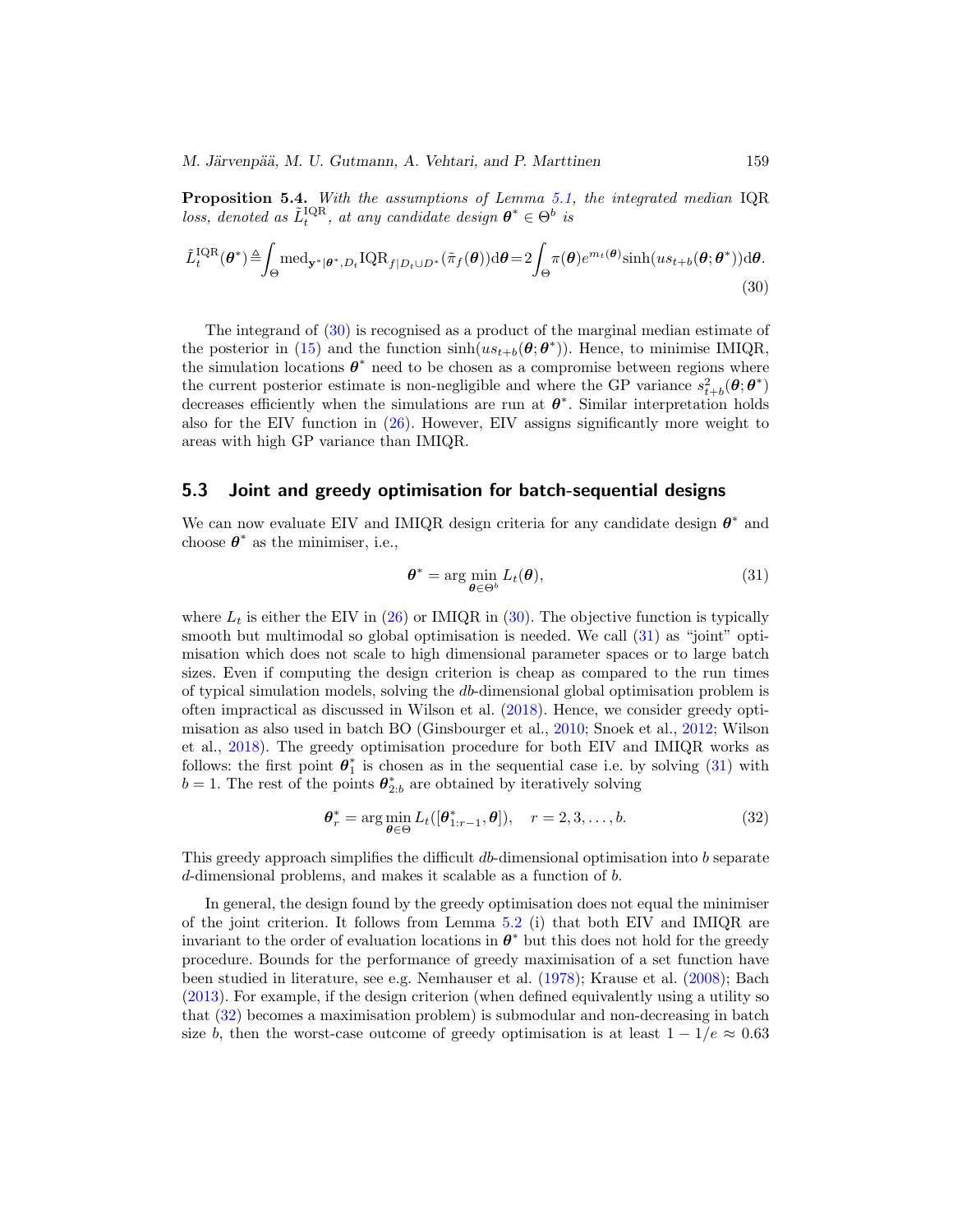**Proposition 5.4.** *With the assumptions of Lemma 5.1, the integrated median* IQR *loss, denoted as* $\tilde{L}_t^{\mathrm{IQR}}$*, at any candidate design* $\boldsymbol{\theta}^* \in \Theta^b$ *is*

$$\tilde{L}_t^{\mathrm{IQR}}(\boldsymbol{\theta}^*) \triangleq \int_{\Theta} \mathrm{med}_{\mathbf{y}^*|\boldsymbol{\theta}^*, D_t} \mathrm{IQR}_{f|D_t \cup D^*}(\tilde{\pi}_f(\boldsymbol{\theta})) \mathrm{d}\boldsymbol{\theta} = 2 \int_{\Theta} \pi(\boldsymbol{\theta}) e^{m_t(\boldsymbol{\theta})} \sinh(u s_{t+b}(\boldsymbol{\theta}; \boldsymbol{\theta}^*)) \mathrm{d}\boldsymbol{\theta}. \tag{30}$$

The integrand of (30) is recognised as a product of the marginal median estimate of the posterior in (15) and the function $\sinh(u s_{t+b}(\boldsymbol{\theta}; \boldsymbol{\theta}^*))$. Hence, to minimise IMIQR, the simulation locations $\boldsymbol{\theta}^*$ need to be chosen as a compromise between regions where the current posterior estimate is non-negligible and where the GP variance $s_{t+b}^2(\boldsymbol{\theta}; \boldsymbol{\theta}^*)$ decreases efficiently when the simulations are run at $\boldsymbol{\theta}^*$. Similar interpretation holds also for the EIV function in (26). However, EIV assigns significantly more weight to areas with high GP variance than IMIQR.

## 5.3 Joint and greedy optimisation for batch-sequential designs

We can now evaluate EIV and IMIQR design criteria for any candidate design $\boldsymbol{\theta}^*$ and choose $\boldsymbol{\theta}^*$ as the minimiser, i.e.,

$$\boldsymbol{\theta}^* = \arg\min_{\boldsymbol{\theta} \in \Theta^b} L_t(\boldsymbol{\theta}), \tag{31}$$

where $L_t$ is either the EIV in (26) or IMIQR in (30). The objective function is typically smooth but multimodal so global optimisation is needed. We call (31) as "joint" optimisation which does not scale to high dimensional parameter spaces or to large batch sizes. Even if computing the design criterion is cheap as compared to the run times of typical simulation models, solving the $db$-dimensional global optimisation problem is often impractical as discussed in Wilson et al. (2018). Hence, we consider greedy optimisation as also used in batch BO (Ginsbourger et al., 2010; Snoek et al., 2012; Wilson et al., 2018). The greedy optimisation procedure for both EIV and IMIQR works as follows: the first point $\boldsymbol{\theta}_1^*$ is chosen as in the sequential case i.e. by solving (31) with $b = 1$. The rest of the points $\boldsymbol{\theta}_{2:b}^*$ are obtained by iteratively solving

$$\boldsymbol{\theta}_r^* = \arg\min_{\boldsymbol{\theta} \in \Theta} L_t([\boldsymbol{\theta}_{1:r-1}^*, \boldsymbol{\theta}]), \quad r = 2, 3, \ldots, b. \tag{32}$$

This greedy approach simplifies the difficult $db$-dimensional optimisation into $b$ separate $d$-dimensional problems, and makes it scalable as a function of $b$.

In general, the design found by the greedy optimisation does not equal the minimiser of the joint criterion. It follows from Lemma 5.2 (i) that both EIV and IMIQR are invariant to the order of evaluation locations in $\boldsymbol{\theta}^*$ but this does not hold for the greedy procedure. Bounds for the performance of greedy maximisation of a set function have been studied in literature, see e.g. Nemhauser et al. (1978); Krause et al. (2008); Bach (2013). For example, if the design criterion (when defined equivalently using a utility so that (32) becomes a maximisation problem) is submodular and non-decreasing in batch size $b$, then the worst-case outcome of greedy optimisation is at least $1 - 1/e \approx 0.63$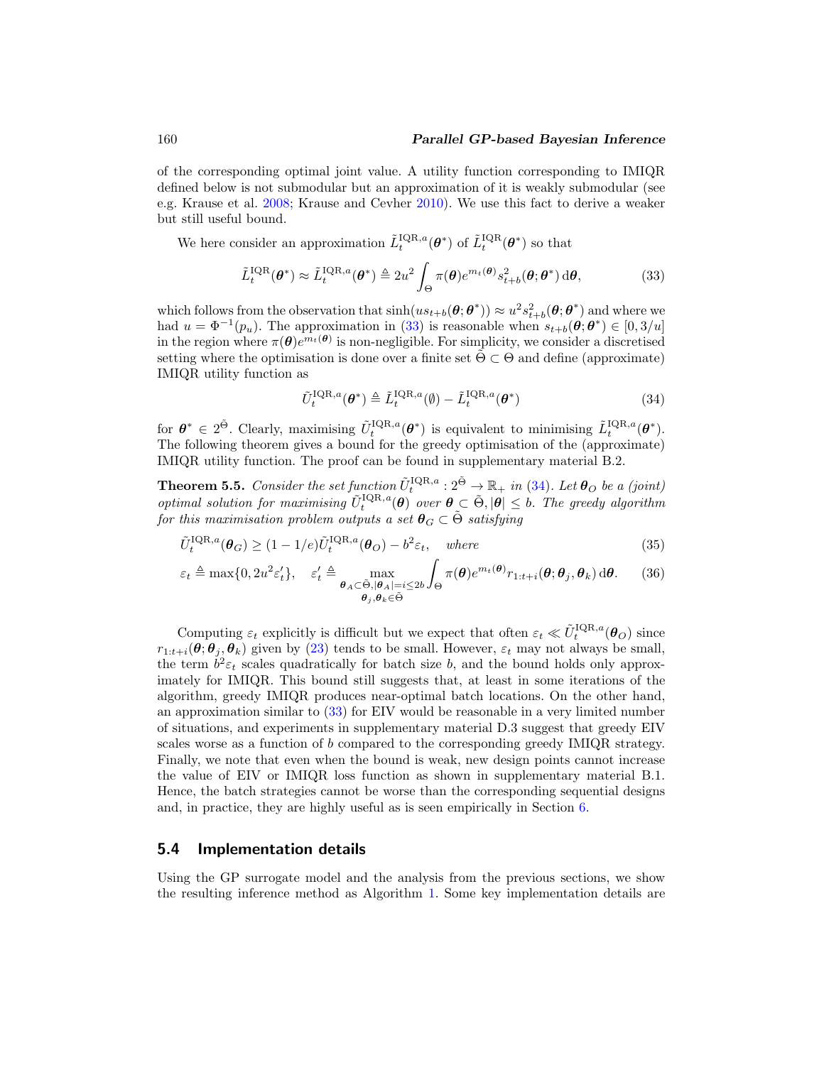of the corresponding optimal joint value. A utility function corresponding to IMIQR defined below is not submodular but an approximation of it is weakly submodular (see e.g. Krause et al. 2008; Krause and Cevher 2010). We use this fact to derive a weaker but still useful bound.

We here consider an approximation $\tilde{L}_t^{\mathrm{IQR},a}(\boldsymbol{\theta}^*)$ of $\tilde{L}_t^{\mathrm{IQR}}(\boldsymbol{\theta}^*)$ so that

$$\tilde{L}_t^{\mathrm{IQR}}(\boldsymbol{\theta}^*) \approx \tilde{L}_t^{\mathrm{IQR},a}(\boldsymbol{\theta}^*) \triangleq 2u^2 \int_{\Theta} \pi(\boldsymbol{\theta}) e^{m_t(\boldsymbol{\theta})} s_{t+b}^2(\boldsymbol{\theta};\boldsymbol{\theta}^*) \,\mathrm{d}\boldsymbol{\theta}, \tag{33}$$

which follows from the observation that $\sinh(u s_{t+b}(\boldsymbol{\theta};\boldsymbol{\theta}^*)) \approx u^2 s_{t+b}^2(\boldsymbol{\theta};\boldsymbol{\theta}^*)$ and where we had $u = \Phi^{-1}(p_u)$. The approximation in (33) is reasonable when $s_{t+b}(\boldsymbol{\theta};\boldsymbol{\theta}^*) \in [0, 3/u]$ in the region where $\pi(\boldsymbol{\theta})e^{m_t(\boldsymbol{\theta})}$ is non-negligible. For simplicity, we consider a discretised setting where the optimisation is done over a finite set $\tilde{\Theta} \subset \Theta$ and define (approximate) IMIQR utility function as

$$\tilde{U}_t^{\mathrm{IQR},a}(\boldsymbol{\theta}^*) \triangleq \tilde{L}_t^{\mathrm{IQR},a}(\emptyset) - \tilde{L}_t^{\mathrm{IQR},a}(\boldsymbol{\theta}^*) \tag{34}$$

for $\boldsymbol{\theta}^* \in 2^{\tilde{\Theta}}$. Clearly, maximising $\tilde{U}_t^{\mathrm{IQR},a}(\boldsymbol{\theta}^*)$ is equivalent to minimising $\tilde{L}_t^{\mathrm{IQR},a}(\boldsymbol{\theta}^*)$. The following theorem gives a bound for the greedy optimisation of the (approximate) IMIQR utility function. The proof can be found in supplementary material B.2.

**Theorem 5.5.** *Consider the set function $\tilde{U}_t^{\mathrm{IQR},a} : 2^{\tilde{\Theta}} \to \mathbb{R}_+$ in (34). Let $\boldsymbol{\theta}_O$ be a (joint) optimal solution for maximising $\tilde{U}_t^{\mathrm{IQR},a}(\boldsymbol{\theta})$ over $\boldsymbol{\theta} \subset \tilde{\Theta}, |\boldsymbol{\theta}| \leq b$. The greedy algorithm for this maximisation problem outputs a set $\boldsymbol{\theta}_G \subset \tilde{\Theta}$ satisfying*

$$\tilde{U}_t^{\mathrm{IQR},a}(\boldsymbol{\theta}_G) \geq (1 - 1/e)\tilde{U}_t^{\mathrm{IQR},a}(\boldsymbol{\theta}_O) - b^2\varepsilon_t, \quad \textit{where} \tag{35}$$

$$\varepsilon_t \triangleq \max\{0, 2u^2\varepsilon_t'\}, \quad \varepsilon_t' \triangleq \max_{\substack{\boldsymbol{\theta}_A \subset \tilde{\Theta}, |\boldsymbol{\theta}_A| = i \leq 2b \\ \boldsymbol{\theta}_j, \boldsymbol{\theta}_k \in \tilde{\Theta}}} \int_{\Theta} \pi(\boldsymbol{\theta}) e^{m_t(\boldsymbol{\theta})} r_{1:t+i}(\boldsymbol{\theta};\boldsymbol{\theta}_j,\boldsymbol{\theta}_k) \,\mathrm{d}\boldsymbol{\theta}. \tag{36}$$

Computing $\varepsilon_t$ explicitly is difficult but we expect that often $\varepsilon_t \ll \tilde{U}_t^{\mathrm{IQR},a}(\boldsymbol{\theta}_O)$ since $r_{1:t+i}(\boldsymbol{\theta};\boldsymbol{\theta}_j,\boldsymbol{\theta}_k)$ given by (23) tends to be small. However, $\varepsilon_t$ may not always be small, the term $b^2\varepsilon_t$ scales quadratically for batch size $b$, and the bound holds only approximately for IMIQR. This bound still suggests that, at least in some iterations of the algorithm, greedy IMIQR produces near-optimal batch locations. On the other hand, an approximation similar to (33) for EIV would be reasonable in a very limited number of situations, and experiments in supplementary material D.3 suggest that greedy EIV scales worse as a function of $b$ compared to the corresponding greedy IMIQR strategy. Finally, we note that even when the bound is weak, new design points cannot increase the value of EIV or IMIQR loss function as shown in supplementary material B.1. Hence, the batch strategies cannot be worse than the corresponding sequential designs and, in practice, they are highly useful as is seen empirically in Section 6.

## 5.4 Implementation details

Using the GP surrogate model and the analysis from the previous sections, we show the resulting inference method as Algorithm 1. Some key implementation details are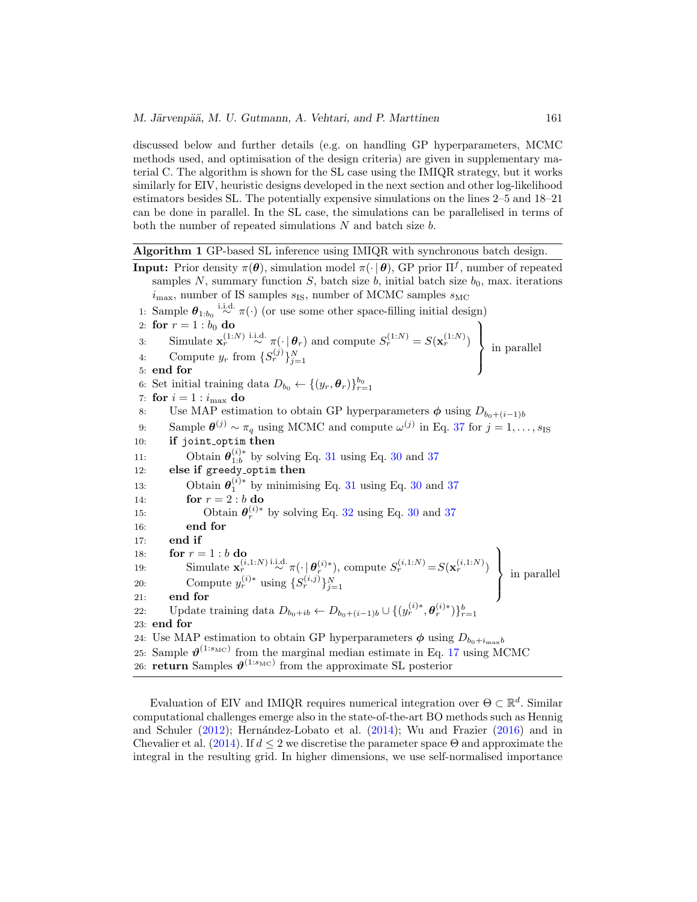discussed below and further details (e.g. on handling GP hyperparameters, MCMC methods used, and optimisation of the design criteria) are given in supplementary material C. The algorithm is shown for the SL case using the IMIQR strategy, but it works similarly for EIV, heuristic designs developed in the next section and other log-likelihood estimators besides SL. The potentially expensive simulations on the lines 2–5 and 18–21 can be done in parallel. In the SL case, the simulations can be parallelised in terms of both the number of repeated simulations $N$ and batch size $b$.

**Algorithm 1** GP-based SL inference using IMIQR with synchronous batch design.

**Input:** Prior density $\pi(\boldsymbol{\theta})$, simulation model $\pi(\cdot\,|\,\boldsymbol{\theta})$, GP prior $\Pi^f$, number of repeated samples $N$, summary function $S$, batch size $b$, initial batch size $b_0$, max. iterations $i_{\max}$, number of IS samples $s_{\text{IS}}$, number of MCMC samples $s_{\text{MC}}$

1: Sample $\boldsymbol{\theta}_{1:b_0} \overset{\text{i.i.d.}}{\sim} \pi(\cdot)$ (or use some other space-filling initial design)
2: **for** $r = 1 : b_0$ **do** (in parallel)
3: &nbsp;&nbsp;&nbsp;&nbsp;Simulate $\mathbf{x}_r^{(1:N)} \overset{\text{i.i.d.}}{\sim} \pi(\cdot\,|\,\boldsymbol{\theta}_r)$ and compute $S_r^{(1:N)} = S(\mathbf{x}_r^{(1:N)})$
4: &nbsp;&nbsp;&nbsp;&nbsp;Compute $y_r$ from $\{S_r^{(j)}\}_{j=1}^N$
5: **end for**
6: Set initial training data $D_{b_0} \leftarrow \{(y_r, \boldsymbol{\theta}_r)\}_{r=1}^{b_0}$
7: **for** $i = 1 : i_{\max}$ **do**
8: &nbsp;&nbsp;&nbsp;&nbsp;Use MAP estimation to obtain GP hyperparameters $\boldsymbol{\phi}$ using $D_{b_0+(i-1)b}$
9: &nbsp;&nbsp;&nbsp;&nbsp;Sample $\boldsymbol{\theta}^{(j)} \sim \pi_q$ using MCMC and compute $\omega^{(j)}$ in Eq. 37 for $j = 1, \ldots, s_{\text{IS}}$
10: &nbsp;&nbsp;&nbsp;&nbsp;**if** `joint_optim` **then**
11: &nbsp;&nbsp;&nbsp;&nbsp;&nbsp;&nbsp;&nbsp;&nbsp;Obtain $\boldsymbol{\theta}_{1:b}^{(i)*}$ by solving Eq. 31 using Eq. 30 and 37
12: &nbsp;&nbsp;&nbsp;&nbsp;**else if** `greedy_optim` **then**
13: &nbsp;&nbsp;&nbsp;&nbsp;&nbsp;&nbsp;&nbsp;&nbsp;Obtain $\boldsymbol{\theta}_1^{(i)*}$ by minimising Eq. 31 using Eq. 30 and 37
14: &nbsp;&nbsp;&nbsp;&nbsp;&nbsp;&nbsp;&nbsp;&nbsp;**for** $r = 2 : b$ **do**
15: &nbsp;&nbsp;&nbsp;&nbsp;&nbsp;&nbsp;&nbsp;&nbsp;&nbsp;&nbsp;&nbsp;&nbsp;Obtain $\boldsymbol{\theta}_r^{(i)*}$ by solving Eq. 32 using Eq. 30 and 37
16: &nbsp;&nbsp;&nbsp;&nbsp;&nbsp;&nbsp;&nbsp;&nbsp;**end for**
17: &nbsp;&nbsp;&nbsp;&nbsp;**end if**
18: &nbsp;&nbsp;&nbsp;&nbsp;**for** $r = 1 : b$ **do** (in parallel)
19: &nbsp;&nbsp;&nbsp;&nbsp;&nbsp;&nbsp;&nbsp;&nbsp;Simulate $\mathbf{x}_r^{(i,1:N)} \overset{\text{i.i.d.}}{\sim} \pi(\cdot\,|\,\boldsymbol{\theta}_r^{(i)*})$, compute $S_r^{(i,1:N)} = S(\mathbf{x}_r^{(i,1:N)})$
20: &nbsp;&nbsp;&nbsp;&nbsp;&nbsp;&nbsp;&nbsp;&nbsp;Compute $y_r^{(i)*}$ using $\{S_r^{(i,j)}\}_{j=1}^N$
21: &nbsp;&nbsp;&nbsp;&nbsp;**end for**
22: &nbsp;&nbsp;&nbsp;&nbsp;Update training data $D_{b_0+ib} \leftarrow D_{b_0+(i-1)b} \cup \{(y_r^{(i)*}, \boldsymbol{\theta}_r^{(i)*})\}_{r=1}^{b}$
23: **end for**
24: Use MAP estimation to obtain GP hyperparameters $\boldsymbol{\phi}$ using $D_{b_0+i_{\max}b}$
25: Sample $\boldsymbol{\vartheta}^{(1:s_{\text{MC}})}$ from the marginal median estimate in Eq. 17 using MCMC
26: **return** Samples $\boldsymbol{\vartheta}^{(1:s_{\text{MC}})}$ from the approximate SL posterior

Evaluation of EIV and IMIQR requires numerical integration over $\Theta \subset \mathbb{R}^d$. Similar computational challenges emerge also in the state-of-the-art BO methods such as Hennig and Schuler (2012); Hernández-Lobato et al. (2014); Wu and Frazier (2016) and in Chevalier et al. (2014). If $d \leq 2$ we discretise the parameter space $\Theta$ and approximate the integral in the resulting grid. In higher dimensions, we use self-normalised importance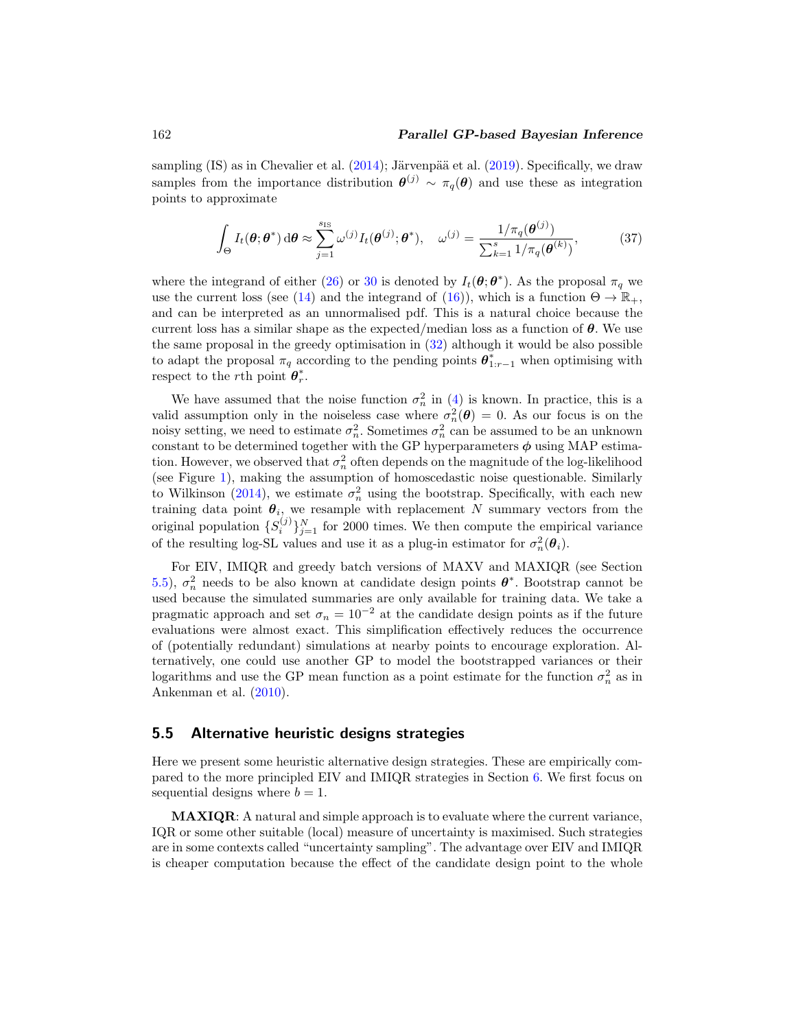sampling (IS) as in Chevalier et al. (2014); Järvenpää et al. (2019). Specifically, we draw samples from the importance distribution $\boldsymbol{\theta}^{(j)} \sim \pi_q(\boldsymbol{\theta})$ and use these as integration points to approximate

$$\int_{\Theta} I_t(\boldsymbol{\theta}; \boldsymbol{\theta}^*) \,\mathrm{d}\boldsymbol{\theta} \approx \sum_{j=1}^{s_{\mathrm{IS}}} \omega^{(j)} I_t(\boldsymbol{\theta}^{(j)}; \boldsymbol{\theta}^*), \quad \omega^{(j)} = \frac{1/\pi_q(\boldsymbol{\theta}^{(j)})}{\sum_{k=1}^{s} 1/\pi_q(\boldsymbol{\theta}^{(k)})}, \tag{37}$$

where the integrand of either (26) or 30 is denoted by $I_t(\boldsymbol{\theta}; \boldsymbol{\theta}^*)$. As the proposal $\pi_q$ we use the current loss (see (14) and the integrand of (16)), which is a function $\Theta \to \mathbb{R}_+$, and can be interpreted as an unnormalised pdf. This is a natural choice because the current loss has a similar shape as the expected/median loss as a function of $\boldsymbol{\theta}$. We use the same proposal in the greedy optimisation in (32) although it would be also possible to adapt the proposal $\pi_q$ according to the pending points $\boldsymbol{\theta}^*_{1:r-1}$ when optimising with respect to the $r$th point $\boldsymbol{\theta}^*_r$.

We have assumed that the noise function $\sigma_n^2$ in (4) is known. In practice, this is a valid assumption only in the noiseless case where $\sigma_n^2(\boldsymbol{\theta}) = 0$. As our focus is on the noisy setting, we need to estimate $\sigma_n^2$. Sometimes $\sigma_n^2$ can be assumed to be an unknown constant to be determined together with the GP hyperparameters $\boldsymbol{\phi}$ using MAP estimation. However, we observed that $\sigma_n^2$ often depends on the magnitude of the log-likelihood (see Figure 1), making the assumption of homoscedastic noise questionable. Similarly to Wilkinson (2014), we estimate $\sigma_n^2$ using the bootstrap. Specifically, with each new training data point $\boldsymbol{\theta}_i$, we resample with replacement $N$ summary vectors from the original population $\{S_i^{(j)}\}_{j=1}^N$ for 2000 times. We then compute the empirical variance of the resulting log-SL values and use it as a plug-in estimator for $\sigma_n^2(\boldsymbol{\theta}_i)$.

For EIV, IMIQR and greedy batch versions of MAXV and MAXIQR (see Section 5.5), $\sigma_n^2$ needs to be also known at candidate design points $\boldsymbol{\theta}^*$. Bootstrap cannot be used because the simulated summaries are only available for training data. We take a pragmatic approach and set $\sigma_n = 10^{-2}$ at the candidate design points as if the future evaluations were almost exact. This simplification effectively reduces the occurrence of (potentially redundant) simulations at nearby points to encourage exploration. Alternatively, one could use another GP to model the bootstrapped variances or their logarithms and use the GP mean function as a point estimate for the function $\sigma_n^2$ as in Ankenman et al. (2010).

## 5.5 Alternative heuristic designs strategies

Here we present some heuristic alternative design strategies. These are empirically compared to the more principled EIV and IMIQR strategies in Section 6. We first focus on sequential designs where $b = 1$.

**MAXIQR**: A natural and simple approach is to evaluate where the current variance, IQR or some other suitable (local) measure of uncertainty is maximised. Such strategies are in some contexts called "uncertainty sampling". The advantage over EIV and IMIQR is cheaper computation because the effect of the candidate design point to the whole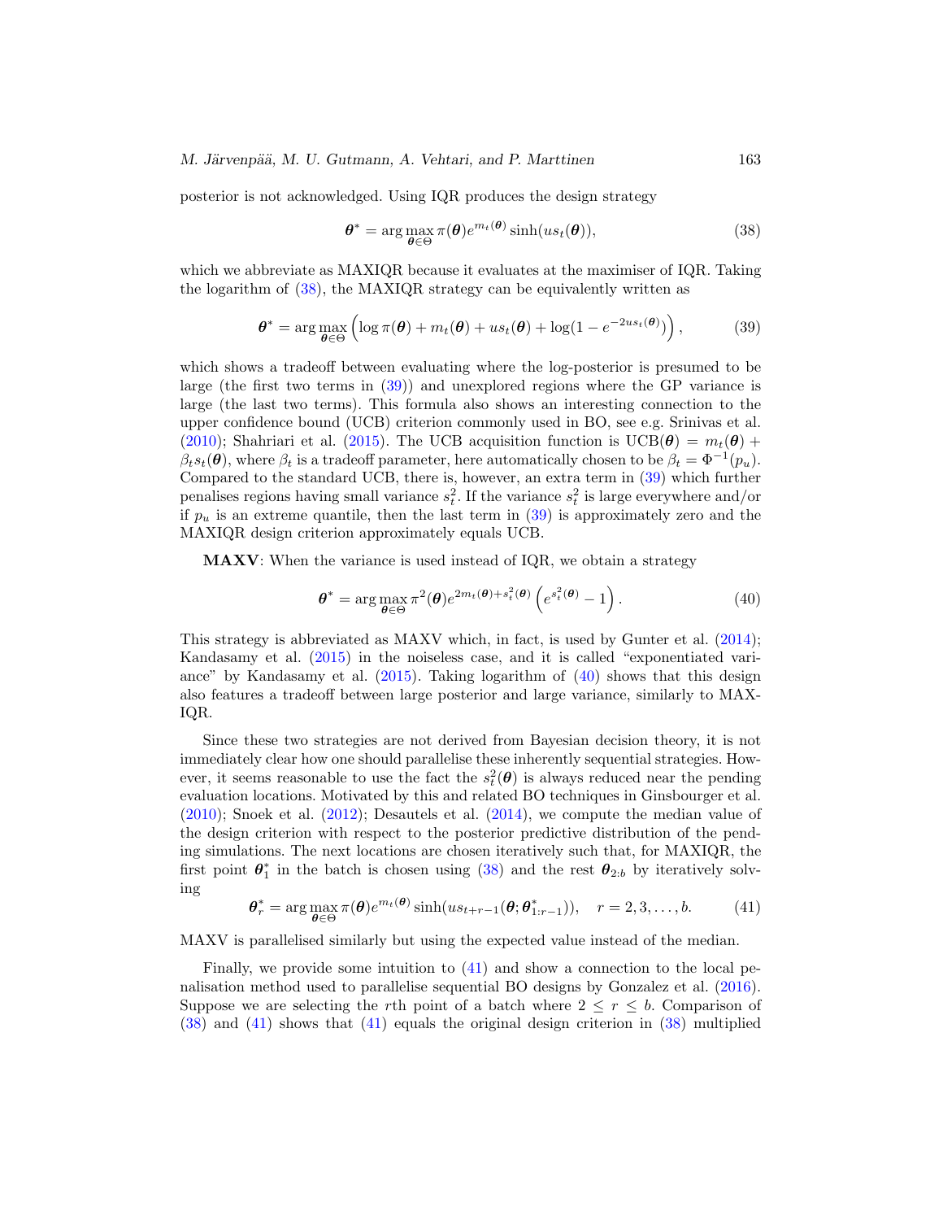posterior is not acknowledged. Using IQR produces the design strategy

$$\boldsymbol{\theta}^* = \arg\max_{\boldsymbol{\theta}\in\Theta} \pi(\boldsymbol{\theta}) e^{m_t(\boldsymbol{\theta})} \sinh(u s_t(\boldsymbol{\theta})), \tag{38}$$

which we abbreviate as MAXIQR because it evaluates at the maximiser of IQR. Taking the logarithm of (38), the MAXIQR strategy can be equivalently written as

$$\boldsymbol{\theta}^* = \arg\max_{\boldsymbol{\theta}\in\Theta} \left( \log \pi(\boldsymbol{\theta}) + m_t(\boldsymbol{\theta}) + u s_t(\boldsymbol{\theta}) + \log(1 - e^{-2u s_t(\boldsymbol{\theta})}) \right), \tag{39}$$

which shows a tradeoff between evaluating where the log-posterior is presumed to be large (the first two terms in (39)) and unexplored regions where the GP variance is large (the last two terms). This formula also shows an interesting connection to the upper confidence bound (UCB) criterion commonly used in BO, see e.g. Srinivas et al. (2010); Shahriari et al. (2015). The UCB acquisition function is $\text{UCB}(\boldsymbol{\theta}) = m_t(\boldsymbol{\theta}) + \beta_t s_t(\boldsymbol{\theta})$, where $\beta_t$ is a tradeoff parameter, here automatically chosen to be $\beta_t = \Phi^{-1}(p_u)$. Compared to the standard UCB, there is, however, an extra term in (39) which further penalises regions having small variance $s_t^2$. If the variance $s_t^2$ is large everywhere and/or if $p_u$ is an extreme quantile, then the last term in (39) is approximately zero and the MAXIQR design criterion approximately equals UCB.

**MAXV**: When the variance is used instead of IQR, we obtain a strategy

$$\boldsymbol{\theta}^* = \arg\max_{\boldsymbol{\theta}\in\Theta} \pi^2(\boldsymbol{\theta}) e^{2m_t(\boldsymbol{\theta}) + s_t^2(\boldsymbol{\theta})} \left( e^{s_t^2(\boldsymbol{\theta})} - 1 \right). \tag{40}$$

This strategy is abbreviated as MAXV which, in fact, is used by Gunter et al. (2014); Kandasamy et al. (2015) in the noiseless case, and it is called "exponentiated variance" by Kandasamy et al. (2015). Taking logarithm of (40) shows that this design also features a tradeoff between large posterior and large variance, similarly to MAXIQR.

Since these two strategies are not derived from Bayesian decision theory, it is not immediately clear how one should parallelise these inherently sequential strategies. However, it seems reasonable to use the fact the $s_t^2(\boldsymbol{\theta})$ is always reduced near the pending evaluation locations. Motivated by this and related BO techniques in Ginsbourger et al. (2010); Snoek et al. (2012); Desautels et al. (2014), we compute the median value of the design criterion with respect to the posterior predictive distribution of the pending simulations. The next locations are chosen iteratively such that, for MAXIQR, the first point $\boldsymbol{\theta}_1^*$ in the batch is chosen using (38) and the rest $\boldsymbol{\theta}_{2:b}$ by iteratively solving

$$\boldsymbol{\theta}_r^* = \arg\max_{\boldsymbol{\theta}\in\Theta} \pi(\boldsymbol{\theta}) e^{m_t(\boldsymbol{\theta})} \sinh(u s_{t+r-1}(\boldsymbol{\theta}; \boldsymbol{\theta}_{1:r-1}^*)), \quad r = 2, 3, \ldots, b. \tag{41}$$

MAXV is parallelised similarly but using the expected value instead of the median.

Finally, we provide some intuition to (41) and show a connection to the local penalisation method used to parallelise sequential BO designs by Gonzalez et al. (2016). Suppose we are selecting the $r$th point of a batch where $2 \leq r \leq b$. Comparison of (38) and (41) shows that (41) equals the original design criterion in (38) multiplied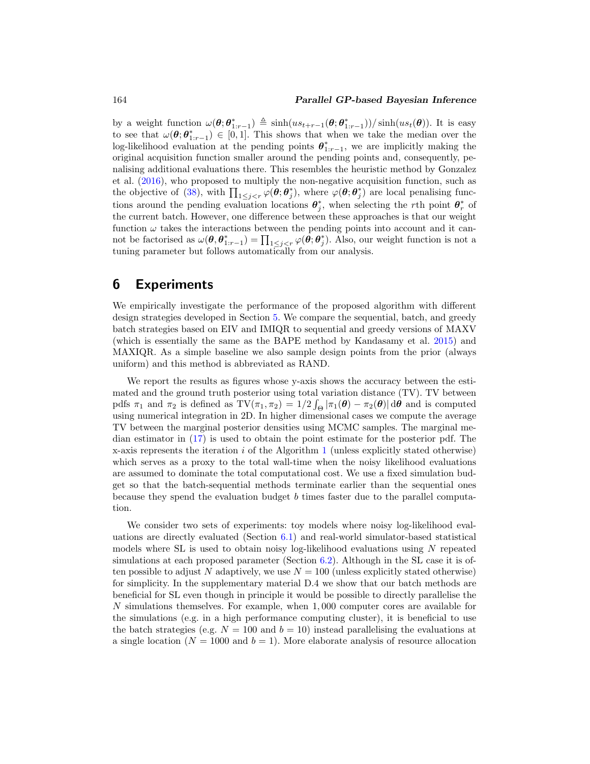by a weight function $\omega(\boldsymbol{\theta};\boldsymbol{\theta}^*_{1:r-1}) \triangleq \sinh(us_{t+r-1}(\boldsymbol{\theta};\boldsymbol{\theta}^*_{1:r-1}))/\sinh(us_t(\boldsymbol{\theta}))$. It is easy to see that $\omega(\boldsymbol{\theta};\boldsymbol{\theta}^*_{1:r-1}) \in [0,1]$. This shows that when we take the median over the log-likelihood evaluation at the pending points $\boldsymbol{\theta}^*_{1:r-1}$, we are implicitly making the original acquisition function smaller around the pending points and, consequently, penalising additional evaluations there. This resembles the heuristic method by Gonzalez et al. (2016), who proposed to multiply the non-negative acquisition function, such as the objective of (38), with $\prod_{1\leq j<r}\varphi(\boldsymbol{\theta};\boldsymbol{\theta}^*_j)$, where $\varphi(\boldsymbol{\theta};\boldsymbol{\theta}^*_j)$ are local penalising functions around the pending evaluation locations $\boldsymbol{\theta}^*_j$, when selecting the $r$th point $\boldsymbol{\theta}^*_r$ of the current batch. However, one difference between these approaches is that our weight function $\omega$ takes the interactions between the pending points into account and it cannot be factorised as $\omega(\boldsymbol{\theta},\boldsymbol{\theta}^*_{1:r-1}) = \prod_{1\leq j<r}\varphi(\boldsymbol{\theta};\boldsymbol{\theta}^*_j)$. Also, our weight function is not a tuning parameter but follows automatically from our analysis.

# 6 Experiments

We empirically investigate the performance of the proposed algorithm with different design strategies developed in Section 5. We compare the sequential, batch, and greedy batch strategies based on EIV and IMIQR to sequential and greedy versions of MAXV (which is essentially the same as the BAPE method by Kandasamy et al. 2015) and MAXIQR. As a simple baseline we also sample design points from the prior (always uniform) and this method is abbreviated as RAND.

We report the results as figures whose y-axis shows the accuracy between the estimated and the ground truth posterior using total variation distance (TV). TV between pdfs $\pi_1$ and $\pi_2$ is defined as $\mathrm{TV}(\pi_1,\pi_2) = 1/2\int_\Theta |\pi_1(\boldsymbol{\theta}) - \pi_2(\boldsymbol{\theta})|\,\mathrm{d}\boldsymbol{\theta}$ and is computed using numerical integration in 2D. In higher dimensional cases we compute the average TV between the marginal posterior densities using MCMC samples. The marginal median estimator in (17) is used to obtain the point estimate for the posterior pdf. The x-axis represents the iteration $i$ of the Algorithm 1 (unless explicitly stated otherwise) which serves as a proxy to the total wall-time when the noisy likelihood evaluations are assumed to dominate the total computational cost. We use a fixed simulation budget so that the batch-sequential methods terminate earlier than the sequential ones because they spend the evaluation budget $b$ times faster due to the parallel computation.

We consider two sets of experiments: toy models where noisy log-likelihood evaluations are directly evaluated (Section 6.1) and real-world simulator-based statistical models where SL is used to obtain noisy log-likelihood evaluations using $N$ repeated simulations at each proposed parameter (Section 6.2). Although in the SL case it is often possible to adjust $N$ adaptively, we use $N = 100$ (unless explicitly stated otherwise) for simplicity. In the supplementary material D.4 we show that our batch methods are beneficial for SL even though in principle it would be possible to directly parallelise the $N$ simulations themselves. For example, when 1,000 computer cores are available for the simulations (e.g. in a high performance computing cluster), it is beneficial to use the batch strategies (e.g. $N = 100$ and $b = 10$) instead parallelising the evaluations at a single location ($N = 1000$ and $b = 1$). More elaborate analysis of resource allocation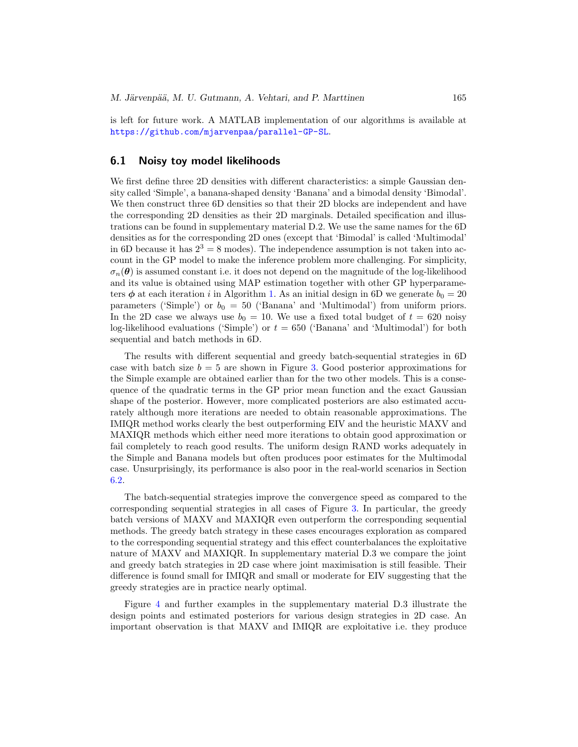is left for future work. A MATLAB implementation of our algorithms is available at https://github.com/mjarvenpaa/parallel-GP-SL.

### 6.1 Noisy toy model likelihoods

We first define three 2D densities with different characteristics: a simple Gaussian density called 'Simple', a banana-shaped density 'Banana' and a bimodal density 'Bimodal'. We then construct three 6D densities so that their 2D blocks are independent and have the corresponding 2D densities as their 2D marginals. Detailed specification and illustrations can be found in supplementary material D.2. We use the same names for the 6D densities as for the corresponding 2D ones (except that 'Bimodal' is called 'Multimodal' in 6D because it has $2^3 = 8$ modes). The independence assumption is not taken into account in the GP model to make the inference problem more challenging. For simplicity, $\sigma_n(\boldsymbol{\theta})$ is assumed constant i.e. it does not depend on the magnitude of the log-likelihood and its value is obtained using MAP estimation together with other GP hyperparameters $\boldsymbol{\phi}$ at each iteration $i$ in Algorithm 1. As an initial design in 6D we generate $b_0 = 20$ parameters ('Simple') or $b_0 = 50$ ('Banana' and 'Multimodal') from uniform priors. In the 2D case we always use $b_0 = 10$. We use a fixed total budget of $t = 620$ noisy log-likelihood evaluations ('Simple') or $t = 650$ ('Banana' and 'Multimodal') for both sequential and batch methods in 6D.

The results with different sequential and greedy batch-sequential strategies in 6D case with batch size $b = 5$ are shown in Figure 3. Good posterior approximations for the Simple example are obtained earlier than for the two other models. This is a consequence of the quadratic terms in the GP prior mean function and the exact Gaussian shape of the posterior. However, more complicated posteriors are also estimated accurately although more iterations are needed to obtain reasonable approximations. The IMIQR method works clearly the best outperforming EIV and the heuristic MAXV and MAXIQR methods which either need more iterations to obtain good approximation or fail completely to reach good results. The uniform design RAND works adequately in the Simple and Banana models but often produces poor estimates for the Multimodal case. Unsurprisingly, its performance is also poor in the real-world scenarios in Section 6.2.

The batch-sequential strategies improve the convergence speed as compared to the corresponding sequential strategies in all cases of Figure 3. In particular, the greedy batch versions of MAXV and MAXIQR even outperform the corresponding sequential methods. The greedy batch strategy in these cases encourages exploration as compared to the corresponding sequential strategy and this effect counterbalances the exploitative nature of MAXV and MAXIQR. In supplementary material D.3 we compare the joint and greedy batch strategies in 2D case where joint maximisation is still feasible. Their difference is found small for IMIQR and small or moderate for EIV suggesting that the greedy strategies are in practice nearly optimal.

Figure 4 and further examples in the supplementary material D.3 illustrate the design points and estimated posteriors for various design strategies in 2D case. An important observation is that MAXV and IMIQR are exploitative i.e. they produce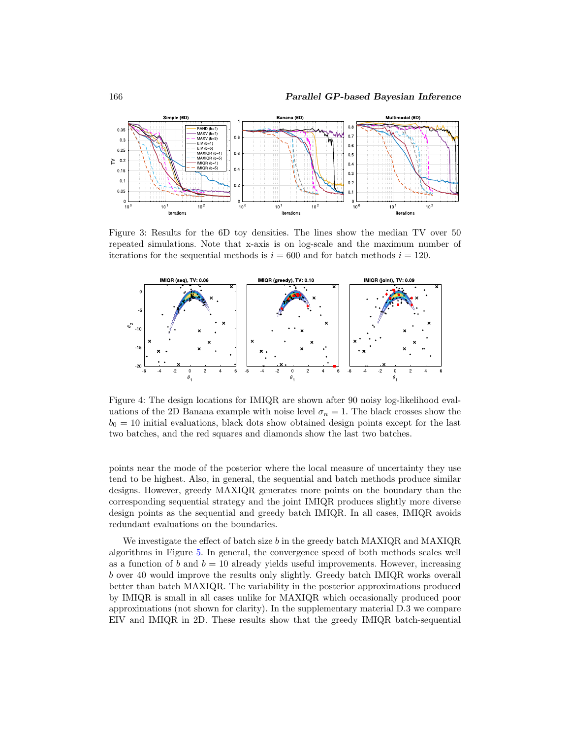Figure 3: Results for the 6D toy densities. The lines show the median TV over 50 repeated simulations. Note that x-axis is on log-scale and the maximum number of iterations for the sequential methods is $i = 600$ and for batch methods $i = 120$.

Figure 4: The design locations for IMIQR are shown after 90 noisy log-likelihood evaluations of the 2D Banana example with noise level $\sigma_n = 1$. The black crosses show the $b_0 = 10$ initial evaluations, black dots show obtained design points except for the last two batches, and the red squares and diamonds show the last two batches.

points near the mode of the posterior where the local measure of uncertainty they use tend to be highest. Also, in general, the sequential and batch methods produce similar designs. However, greedy MAXIQR generates more points on the boundary than the corresponding sequential strategy and the joint IMIQR produces slightly more diverse design points as the sequential and greedy batch IMIQR. In all cases, IMIQR avoids redundant evaluations on the boundaries.

We investigate the effect of batch size $b$ in the greedy batch MAXIQR and MAXIQR algorithms in Figure 5. In general, the convergence speed of both methods scales well as a function of $b$ and $b = 10$ already yields useful improvements. However, increasing $b$ over 40 would improve the results only slightly. Greedy batch IMIQR works overall better than batch MAXIQR. The variability in the posterior approximations produced by IMIQR is small in all cases unlike for MAXIQR which occasionally produced poor approximations (not shown for clarity). In the supplementary material D.3 we compare EIV and IMIQR in 2D. These results show that the greedy IMIQR batch-sequential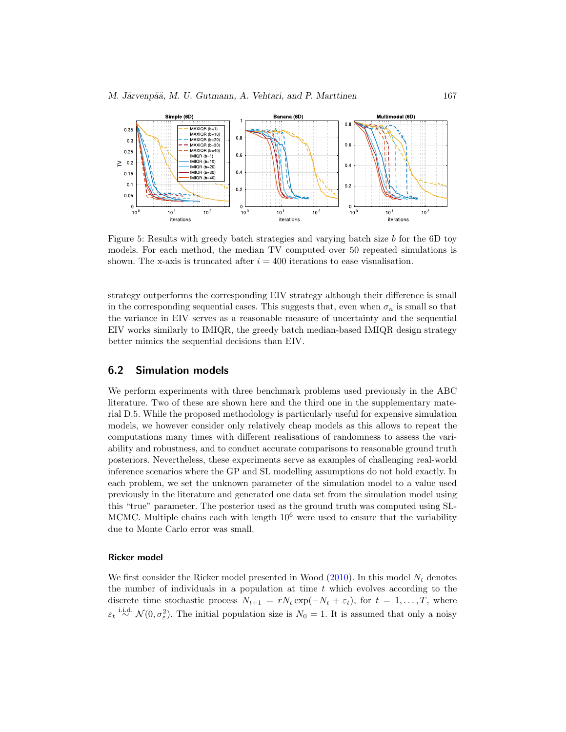Figure 5: Results with greedy batch strategies and varying batch size $b$ for the 6D toy models. For each method, the median TV computed over 50 repeated simulations is shown. The x-axis is truncated after $i = 400$ iterations to ease visualisation.

strategy outperforms the corresponding EIV strategy although their difference is small in the corresponding sequential cases. This suggests that, even when $\sigma_n$ is small so that the variance in EIV serves as a reasonable measure of uncertainty and the sequential EIV works similarly to IMIQR, the greedy batch median-based IMIQR design strategy better mimics the sequential decisions than EIV.

## 6.2 Simulation models

We perform experiments with three benchmark problems used previously in the ABC literature. Two of these are shown here and the third one in the supplementary material D.5. While the proposed methodology is particularly useful for expensive simulation models, we however consider only relatively cheap models as this allows to repeat the computations many times with different realisations of randomness to assess the variability and robustness, and to conduct accurate comparisons to reasonable ground truth posteriors. Nevertheless, these experiments serve as examples of challenging real-world inference scenarios where the GP and SL modelling assumptions do not hold exactly. In each problem, we set the unknown parameter of the simulation model to a value used previously in the literature and generated one data set from the simulation model using this "true" parameter. The posterior used as the ground truth was computed using SL-MCMC. Multiple chains each with length $10^6$ were used to ensure that the variability due to Monte Carlo error was small.

### Ricker model

We first consider the Ricker model presented in Wood (2010). In this model $N_t$ denotes the number of individuals in a population at time $t$ which evolves according to the discrete time stochastic process $N_{t+1} = rN_t \exp(-N_t + \varepsilon_t)$, for $t = 1, \ldots, T$, where $\varepsilon_t \overset{\text{i.i.d.}}{\sim} \mathcal{N}(0, \sigma_\varepsilon^2)$. The initial population size is $N_0 = 1$. It is assumed that only a noisy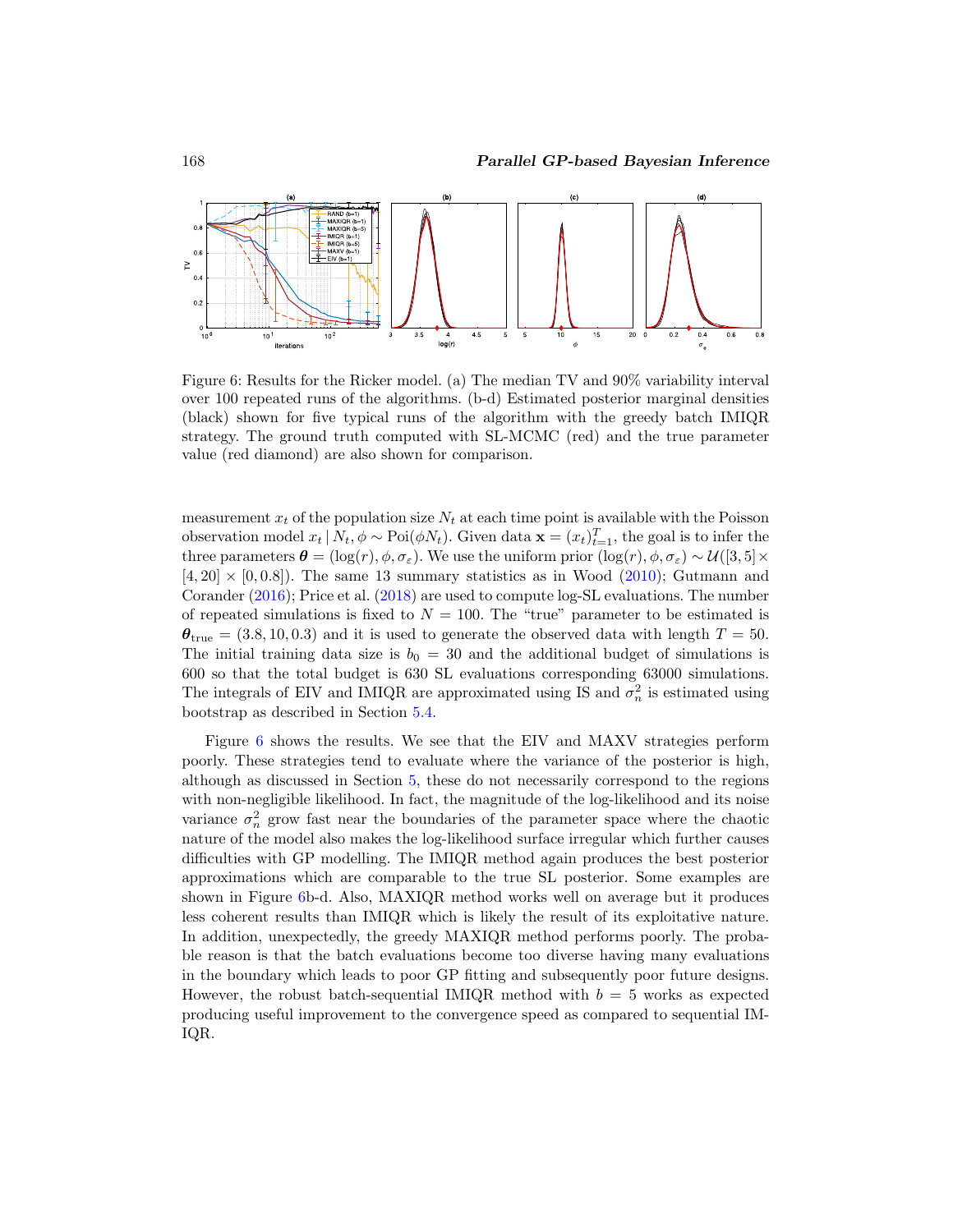Figure 6: Results for the Ricker model. (a) The median TV and 90% variability interval over 100 repeated runs of the algorithms. (b-d) Estimated posterior marginal densities (black) shown for five typical runs of the algorithm with the greedy batch IMIQR strategy. The ground truth computed with SL-MCMC (red) and the true parameter value (red diamond) are also shown for comparison.

measurement $x_t$ of the population size $N_t$ at each time point is available with the Poisson observation model $x_t \mid N_t, \phi \sim \mathrm{Poi}(\phi N_t)$. Given data $\mathbf{x} = (x_t)_{t=1}^{T}$, the goal is to infer the three parameters $\boldsymbol{\theta} = (\log(r), \phi, \sigma_\varepsilon)$. We use the uniform prior $(\log(r), \phi, \sigma_\varepsilon) \sim \mathcal{U}([3, 5] \times [4, 20] \times [0, 0.8])$. The same 13 summary statistics as in Wood (2010); Gutmann and Corander (2016); Price et al. (2018) are used to compute log-SL evaluations. The number of repeated simulations is fixed to $N = 100$. The "true" parameter to be estimated is $\boldsymbol{\theta}_{\text{true}} = (3.8, 10, 0.3)$ and it is used to generate the observed data with length $T = 50$. The initial training data size is $b_0 = 30$ and the additional budget of simulations is 600 so that the total budget is 630 SL evaluations corresponding 63000 simulations. The integrals of EIV and IMIQR are approximated using IS and $\sigma_n^2$ is estimated using bootstrap as described in Section 5.4.

Figure 6 shows the results. We see that the EIV and MAXV strategies perform poorly. These strategies tend to evaluate where the variance of the posterior is high, although as discussed in Section 5, these do not necessarily correspond to the regions with non-negligible likelihood. In fact, the magnitude of the log-likelihood and its noise variance $\sigma_n^2$ grow fast near the boundaries of the parameter space where the chaotic nature of the model also makes the log-likelihood surface irregular which further causes difficulties with GP modelling. The IMIQR method again produces the best posterior approximations which are comparable to the true SL posterior. Some examples are shown in Figure 6b-d. Also, MAXIQR method works well on average but it produces less coherent results than IMIQR which is likely the result of its exploitative nature. In addition, unexpectedly, the greedy MAXIQR method performs poorly. The probable reason is that the batch evaluations become too diverse having many evaluations in the boundary which leads to poor GP fitting and subsequently poor future designs. However, the robust batch-sequential IMIQR method with $b = 5$ works as expected producing useful improvement to the convergence speed as compared to sequential IMIQR.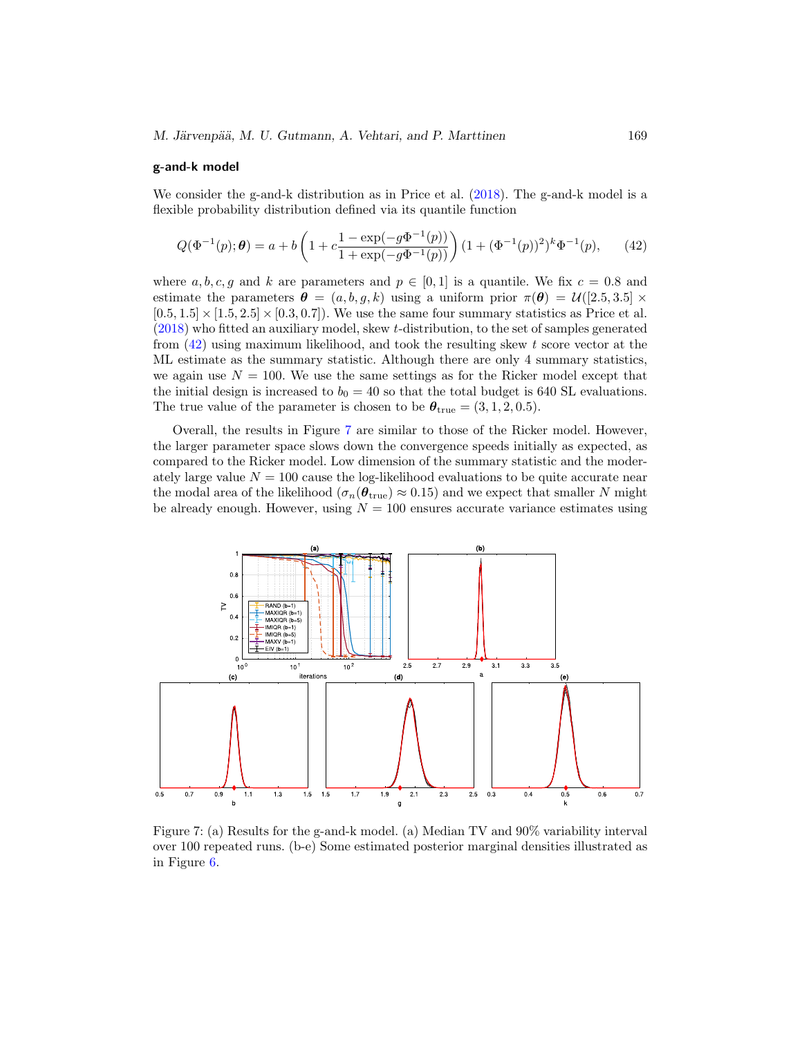**g-and-k model**

We consider the g-and-k distribution as in Price et al. (2018). The g-and-k model is a flexible probability distribution defined via its quantile function

$$Q(\Phi^{-1}(p);\boldsymbol{\theta}) = a + b\left(1 + c\frac{1-\exp(-g\Phi^{-1}(p))}{1+\exp(-g\Phi^{-1}(p))}\right)(1+(\Phi^{-1}(p))^2)^k\Phi^{-1}(p), \tag{42}$$

where $a, b, c, g$ and $k$ are parameters and $p \in [0,1]$ is a quantile. We fix $c = 0.8$ and estimate the parameters $\boldsymbol{\theta} = (a, b, g, k)$ using a uniform prior $\pi(\boldsymbol{\theta}) = \mathcal{U}([2.5, 3.5] \times [0.5, 1.5] \times [1.5, 2.5] \times [0.3, 0.7])$. We use the same four summary statistics as Price et al. (2018) who fitted an auxiliary model, skew $t$-distribution, to the set of samples generated from (42) using maximum likelihood, and took the resulting skew $t$ score vector at the ML estimate as the summary statistic. Although there are only 4 summary statistics, we again use $N = 100$. We use the same settings as for the Ricker model except that the initial design is increased to $b_0 = 40$ so that the total budget is 640 SL evaluations. The true value of the parameter is chosen to be $\boldsymbol{\theta}_{\text{true}} = (3, 1, 2, 0.5)$.

Overall, the results in Figure 7 are similar to those of the Ricker model. However, the larger parameter space slows down the convergence speeds initially as expected, as compared to the Ricker model. Low dimension of the summary statistic and the moderately large value $N = 100$ cause the log-likelihood evaluations to be quite accurate near the modal area of the likelihood ($\sigma_n(\boldsymbol{\theta}_{\text{true}}) \approx 0.15$) and we expect that smaller $N$ might be already enough. However, using $N = 100$ ensures accurate variance estimates using

Figure 7: (a) Results for the g-and-k model. (a) Median TV and 90% variability interval over 100 repeated runs. (b-e) Some estimated posterior marginal densities illustrated as in Figure 6.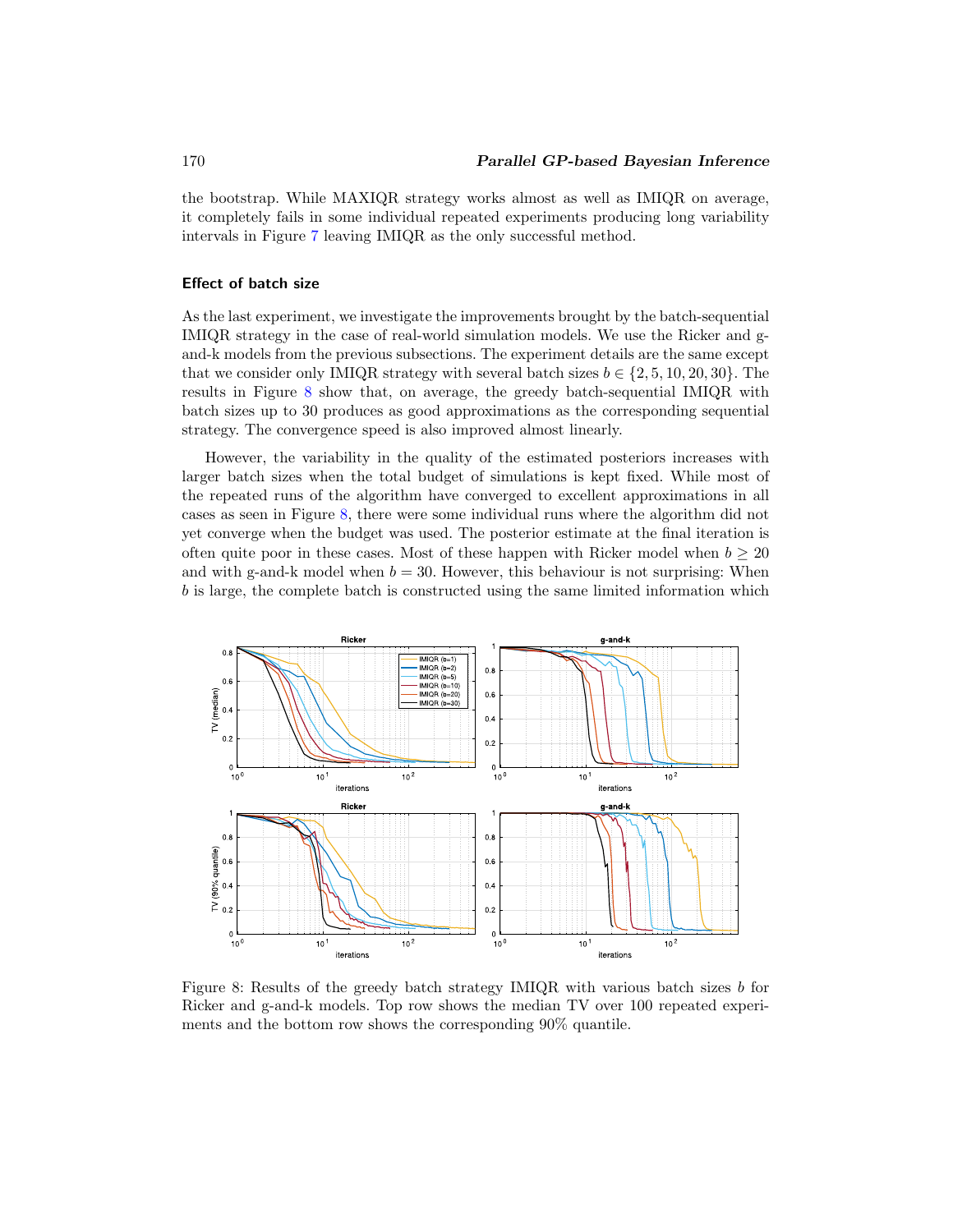the bootstrap. While MAXIQR strategy works almost as well as IMIQR on average, it completely fails in some individual repeated experiments producing long variability intervals in Figure 7 leaving IMIQR as the only successful method.

### Effect of batch size

As the last experiment, we investigate the improvements brought by the batch-sequential IMIQR strategy in the case of real-world simulation models. We use the Ricker and g-and-k models from the previous subsections. The experiment details are the same except that we consider only IMIQR strategy with several batch sizes $b \in \{2, 5, 10, 20, 30\}$. The results in Figure 8 show that, on average, the greedy batch-sequential IMIQR with batch sizes up to 30 produces as good approximations as the corresponding sequential strategy. The convergence speed is also improved almost linearly.

However, the variability in the quality of the estimated posteriors increases with larger batch sizes when the total budget of simulations is kept fixed. While most of the repeated runs of the algorithm have converged to excellent approximations in all cases as seen in Figure 8, there were some individual runs where the algorithm did not yet converge when the budget was used. The posterior estimate at the final iteration is often quite poor in these cases. Most of these happen with Ricker model when $b \geq 20$ and with g-and-k model when $b = 30$. However, this behaviour is not surprising: When $b$ is large, the complete batch is constructed using the same limited information which

Figure 8: Results of the greedy batch strategy IMIQR with various batch sizes $b$ for Ricker and g-and-k models. Top row shows the median TV over 100 repeated experiments and the bottom row shows the corresponding 90% quantile.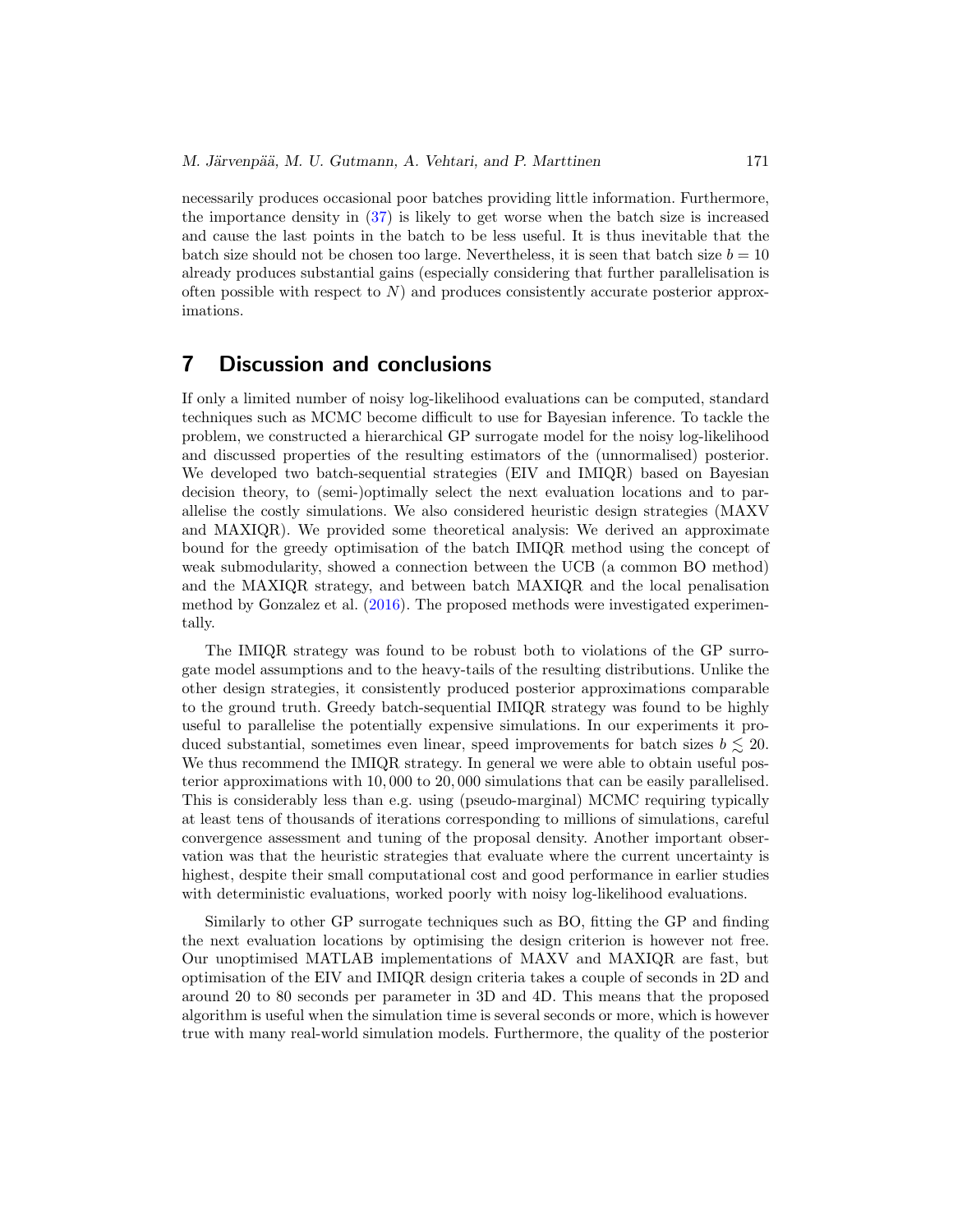necessarily produces occasional poor batches providing little information. Furthermore, the importance density in (37) is likely to get worse when the batch size is increased and cause the last points in the batch to be less useful. It is thus inevitable that the batch size should not be chosen too large. Nevertheless, it is seen that batch size $b = 10$ already produces substantial gains (especially considering that further parallelisation is often possible with respect to $N$) and produces consistently accurate posterior approximations.

## 7 Discussion and conclusions

If only a limited number of noisy log-likelihood evaluations can be computed, standard techniques such as MCMC become difficult to use for Bayesian inference. To tackle the problem, we constructed a hierarchical GP surrogate model for the noisy log-likelihood and discussed properties of the resulting estimators of the (unnormalised) posterior. We developed two batch-sequential strategies (EIV and IMIQR) based on Bayesian decision theory, to (semi-)optimally select the next evaluation locations and to parallelise the costly simulations. We also considered heuristic design strategies (MAXV and MAXIQR). We provided some theoretical analysis: We derived an approximate bound for the greedy optimisation of the batch IMIQR method using the concept of weak submodularity, showed a connection between the UCB (a common BO method) and the MAXIQR strategy, and between batch MAXIQR and the local penalisation method by Gonzalez et al. (2016). The proposed methods were investigated experimentally.

The IMIQR strategy was found to be robust both to violations of the GP surrogate model assumptions and to the heavy-tails of the resulting distributions. Unlike the other design strategies, it consistently produced posterior approximations comparable to the ground truth. Greedy batch-sequential IMIQR strategy was found to be highly useful to parallelise the potentially expensive simulations. In our experiments it produced substantial, sometimes even linear, speed improvements for batch sizes $b \lesssim 20$. We thus recommend the IMIQR strategy. In general we were able to obtain useful posterior approximations with 10,000 to 20,000 simulations that can be easily parallelised. This is considerably less than e.g. using (pseudo-marginal) MCMC requiring typically at least tens of thousands of iterations corresponding to millions of simulations, careful convergence assessment and tuning of the proposal density. Another important observation was that the heuristic strategies that evaluate where the current uncertainty is highest, despite their small computational cost and good performance in earlier studies with deterministic evaluations, worked poorly with noisy log-likelihood evaluations.

Similarly to other GP surrogate techniques such as BO, fitting the GP and finding the next evaluation locations by optimising the design criterion is however not free. Our unoptimised MATLAB implementations of MAXV and MAXIQR are fast, but optimisation of the EIV and IMIQR design criteria takes a couple of seconds in 2D and around 20 to 80 seconds per parameter in 3D and 4D. This means that the proposed algorithm is useful when the simulation time is several seconds or more, which is however true with many real-world simulation models. Furthermore, the quality of the posterior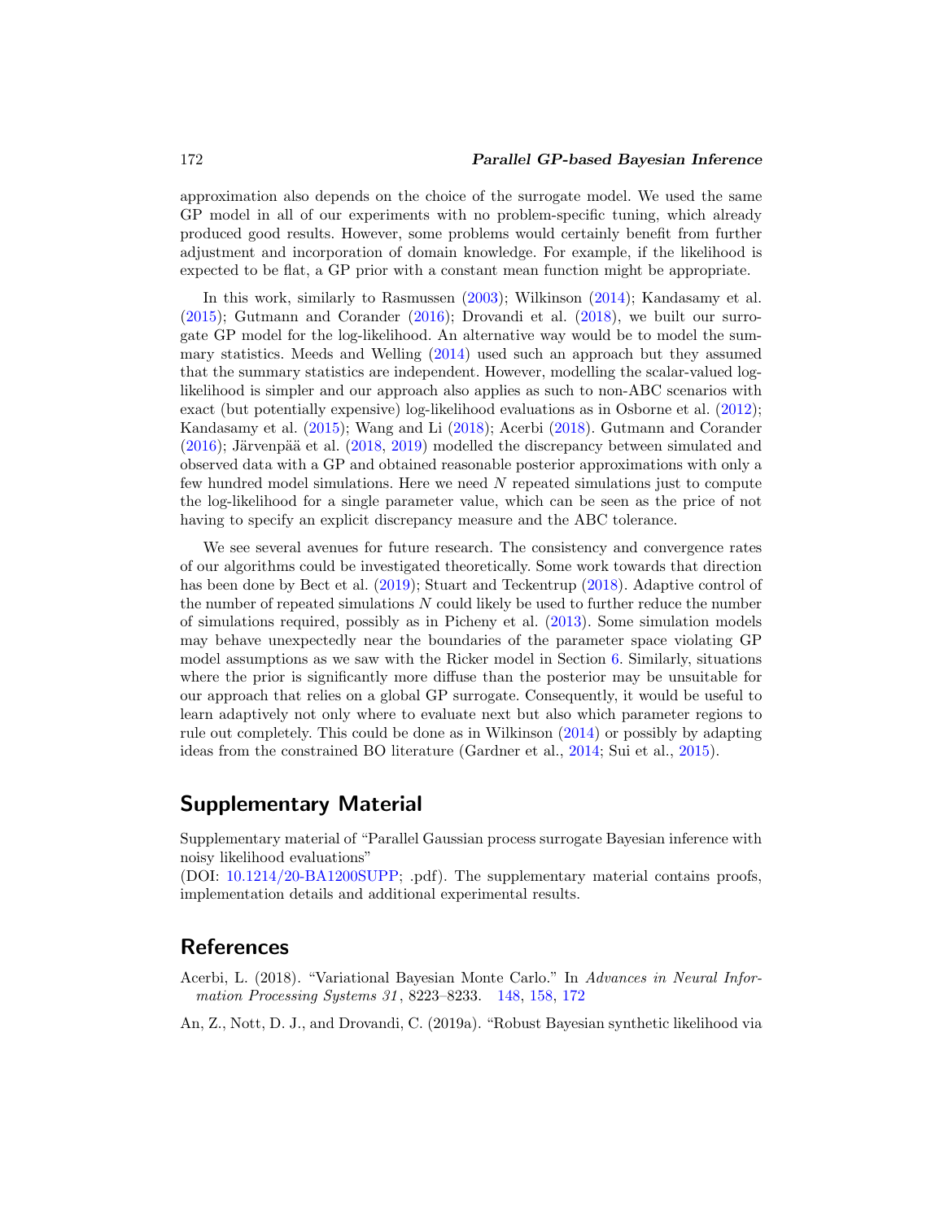approximation also depends on the choice of the surrogate model. We used the same GP model in all of our experiments with no problem-specific tuning, which already produced good results. However, some problems would certainly benefit from further adjustment and incorporation of domain knowledge. For example, if the likelihood is expected to be flat, a GP prior with a constant mean function might be appropriate.

In this work, similarly to Rasmussen (2003); Wilkinson (2014); Kandasamy et al. (2015); Gutmann and Corander (2016); Drovandi et al. (2018), we built our surrogate GP model for the log-likelihood. An alternative way would be to model the summary statistics. Meeds and Welling (2014) used such an approach but they assumed that the summary statistics are independent. However, modelling the scalar-valued log-likelihood is simpler and our approach also applies as such to non-ABC scenarios with exact (but potentially expensive) log-likelihood evaluations as in Osborne et al. (2012); Kandasamy et al. (2015); Wang and Li (2018); Acerbi (2018). Gutmann and Corander (2016); Järvenpää et al. (2018, 2019) modelled the discrepancy between simulated and observed data with a GP and obtained reasonable posterior approximations with only a few hundred model simulations. Here we need $N$ repeated simulations just to compute the log-likelihood for a single parameter value, which can be seen as the price of not having to specify an explicit discrepancy measure and the ABC tolerance.

We see several avenues for future research. The consistency and convergence rates of our algorithms could be investigated theoretically. Some work towards that direction has been done by Bect et al. (2019); Stuart and Teckentrup (2018). Adaptive control of the number of repeated simulations $N$ could likely be used to further reduce the number of simulations required, possibly as in Picheny et al. (2013). Some simulation models may behave unexpectedly near the boundaries of the parameter space violating GP model assumptions as we saw with the Ricker model in Section 6. Similarly, situations where the prior is significantly more diffuse than the posterior may be unsuitable for our approach that relies on a global GP surrogate. Consequently, it would be useful to learn adaptively not only where to evaluate next but also which parameter regions to rule out completely. This could be done as in Wilkinson (2014) or possibly by adapting ideas from the constrained BO literature (Gardner et al., 2014; Sui et al., 2015).

## Supplementary Material

Supplementary material of "Parallel Gaussian process surrogate Bayesian inference with noisy likelihood evaluations"
(DOI: 10.1214/20-BA1200SUPP; .pdf). The supplementary material contains proofs, implementation details and additional experimental results.

## References

Acerbi, L. (2018). "Variational Bayesian Monte Carlo." In *Advances in Neural Information Processing Systems 31*, 8223–8233. 148, 158, 172

An, Z., Nott, D. J., and Drovandi, C. (2019a). "Robust Bayesian synthetic likelihood via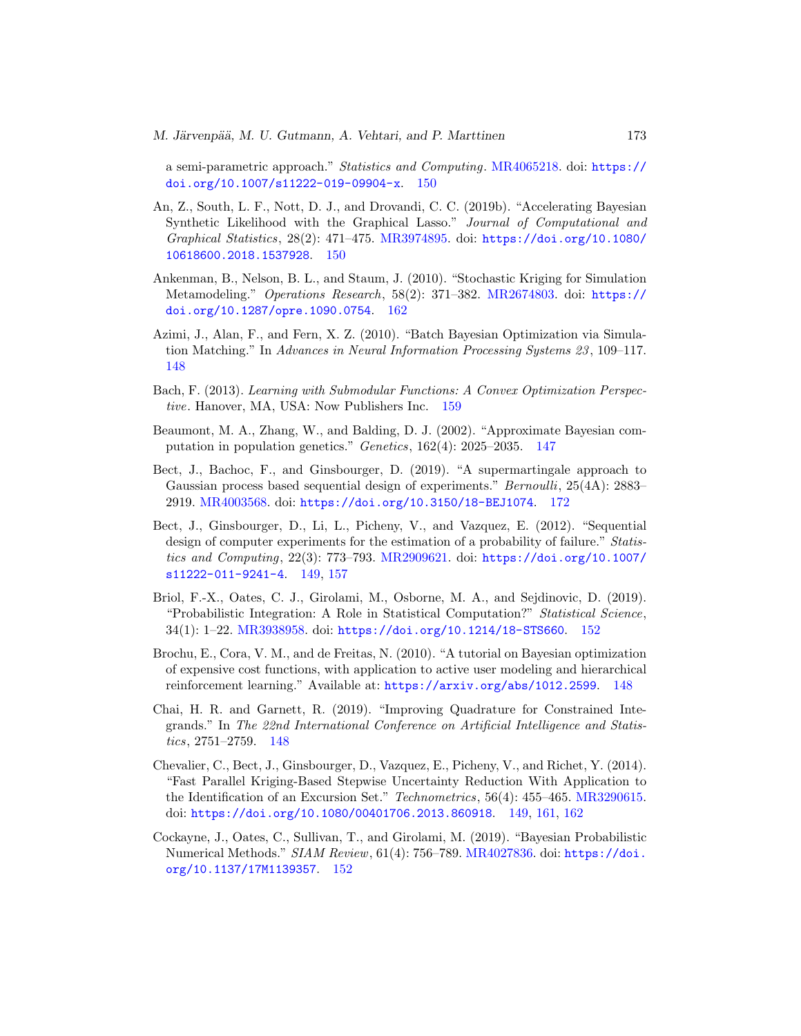a semi-parametric approach." *Statistics and Computing*. MR4065218. doi: https://doi.org/10.1007/s11222-019-09904-x. 150

An, Z., South, L. F., Nott, D. J., and Drovandi, C. C. (2019b). "Accelerating Bayesian Synthetic Likelihood with the Graphical Lasso." *Journal of Computational and Graphical Statistics*, 28(2): 471–475. MR3974895. doi: https://doi.org/10.1080/10618600.2018.1537928. 150

Ankenman, B., Nelson, B. L., and Staum, J. (2010). "Stochastic Kriging for Simulation Metamodeling." *Operations Research*, 58(2): 371–382. MR2674803. doi: https://doi.org/10.1287/opre.1090.0754. 162

Azimi, J., Alan, F., and Fern, X. Z. (2010). "Batch Bayesian Optimization via Simulation Matching." In *Advances in Neural Information Processing Systems 23*, 109–117. 148

Bach, F. (2013). *Learning with Submodular Functions: A Convex Optimization Perspective*. Hanover, MA, USA: Now Publishers Inc. 159

Beaumont, M. A., Zhang, W., and Balding, D. J. (2002). "Approximate Bayesian computation in population genetics." *Genetics*, 162(4): 2025–2035. 147

Bect, J., Bachoc, F., and Ginsbourger, D. (2019). "A supermartingale approach to Gaussian process based sequential design of experiments." *Bernoulli*, 25(4A): 2883–2919. MR4003568. doi: https://doi.org/10.3150/18-BEJ1074. 172

Bect, J., Ginsbourger, D., Li, L., Picheny, V., and Vazquez, E. (2012). "Sequential design of computer experiments for the estimation of a probability of failure." *Statistics and Computing*, 22(3): 773–793. MR2909621. doi: https://doi.org/10.1007/s11222-011-9241-4. 149, 157

Briol, F.-X., Oates, C. J., Girolami, M., Osborne, M. A., and Sejdinovic, D. (2019). "Probabilistic Integration: A Role in Statistical Computation?" *Statistical Science*, 34(1): 1–22. MR3938958. doi: https://doi.org/10.1214/18-STS660. 152

Brochu, E., Cora, V. M., and de Freitas, N. (2010). "A tutorial on Bayesian optimization of expensive cost functions, with application to active user modeling and hierarchical reinforcement learning." Available at: https://arxiv.org/abs/1012.2599. 148

Chai, H. R. and Garnett, R. (2019). "Improving Quadrature for Constrained Integrands." In *The 22nd International Conference on Artificial Intelligence and Statistics*, 2751–2759. 148

Chevalier, C., Bect, J., Ginsbourger, D., Vazquez, E., Picheny, V., and Richet, Y. (2014). "Fast Parallel Kriging-Based Stepwise Uncertainty Reduction With Application to the Identification of an Excursion Set." *Technometrics*, 56(4): 455–465. MR3290615. doi: https://doi.org/10.1080/00401706.2013.860918. 149, 161, 162

Cockayne, J., Oates, C., Sullivan, T., and Girolami, M. (2019). "Bayesian Probabilistic Numerical Methods." *SIAM Review*, 61(4): 756–789. MR4027836. doi: https://doi.org/10.1137/17M1139357. 152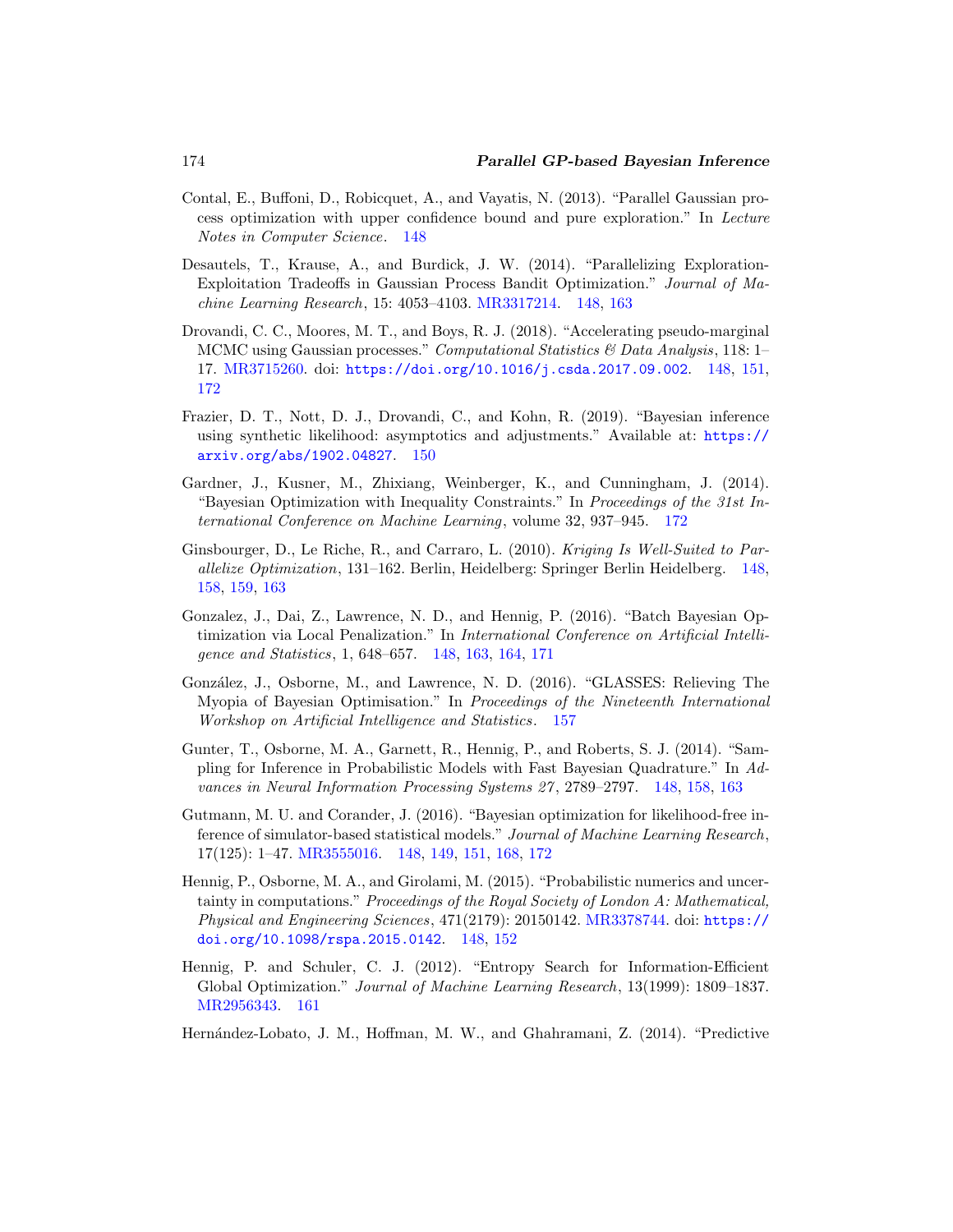Contal, E., Buffoni, D., Robicquet, A., and Vayatis, N. (2013). "Parallel Gaussian process optimization with upper confidence bound and pure exploration." In *Lecture Notes in Computer Science*. 148

Desautels, T., Krause, A., and Burdick, J. W. (2014). "Parallelizing Exploration-Exploitation Tradeoffs in Gaussian Process Bandit Optimization." *Journal of Machine Learning Research*, 15: 4053–4103. MR3317214. 148, 163

Drovandi, C. C., Moores, M. T., and Boys, R. J. (2018). "Accelerating pseudo-marginal MCMC using Gaussian processes." *Computational Statistics & Data Analysis*, 118: 1–17. MR3715260. doi: https://doi.org/10.1016/j.csda.2017.09.002. 148, 151, 172

Frazier, D. T., Nott, D. J., Drovandi, C., and Kohn, R. (2019). "Bayesian inference using synthetic likelihood: asymptotics and adjustments." Available at: https://arxiv.org/abs/1902.04827. 150

Gardner, J., Kusner, M., Zhixiang, Weinberger, K., and Cunningham, J. (2014). "Bayesian Optimization with Inequality Constraints." In *Proceedings of the 31st International Conference on Machine Learning*, volume 32, 937–945. 172

Ginsbourger, D., Le Riche, R., and Carraro, L. (2010). *Kriging Is Well-Suited to Parallelize Optimization*, 131–162. Berlin, Heidelberg: Springer Berlin Heidelberg. 148, 158, 159, 163

Gonzalez, J., Dai, Z., Lawrence, N. D., and Hennig, P. (2016). "Batch Bayesian Optimization via Local Penalization." In *International Conference on Artificial Intelligence and Statistics*, 1, 648–657. 148, 163, 164, 171

González, J., Osborne, M., and Lawrence, N. D. (2016). "GLASSES: Relieving The Myopia of Bayesian Optimisation." In *Proceedings of the Nineteenth International Workshop on Artificial Intelligence and Statistics*. 157

Gunter, T., Osborne, M. A., Garnett, R., Hennig, P., and Roberts, S. J. (2014). "Sampling for Inference in Probabilistic Models with Fast Bayesian Quadrature." In *Advances in Neural Information Processing Systems 27*, 2789–2797. 148, 158, 163

Gutmann, M. U. and Corander, J. (2016). "Bayesian optimization for likelihood-free inference of simulator-based statistical models." *Journal of Machine Learning Research*, 17(125): 1–47. MR3555016. 148, 149, 151, 168, 172

Hennig, P., Osborne, M. A., and Girolami, M. (2015). "Probabilistic numerics and uncertainty in computations." *Proceedings of the Royal Society of London A: Mathematical, Physical and Engineering Sciences*, 471(2179): 20150142. MR3378744. doi: https://doi.org/10.1098/rspa.2015.0142. 148, 152

Hennig, P. and Schuler, C. J. (2012). "Entropy Search for Information-Efficient Global Optimization." *Journal of Machine Learning Research*, 13(1999): 1809–1837. MR2956343. 161

Hernández-Lobato, J. M., Hoffman, M. W., and Ghahramani, Z. (2014). "Predictive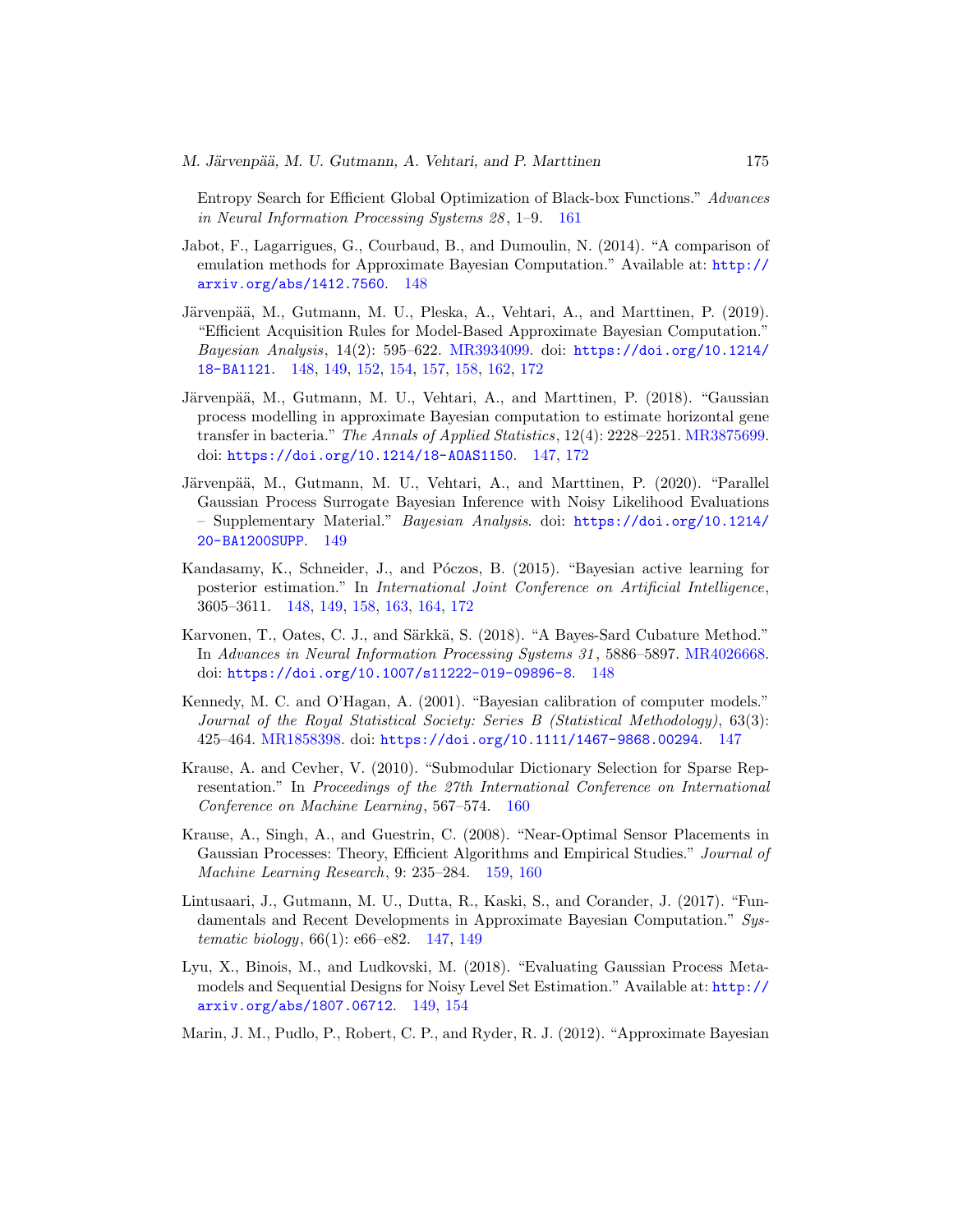Entropy Search for Efficient Global Optimization of Black-box Functions." *Advances in Neural Information Processing Systems 28*, 1–9. 161

Jabot, F., Lagarrigues, G., Courbaud, B., and Dumoulin, N. (2014). "A comparison of emulation methods for Approximate Bayesian Computation." Available at: http://arxiv.org/abs/1412.7560. 148

Järvenpää, M., Gutmann, M. U., Pleska, A., Vehtari, A., and Marttinen, P. (2019). "Efficient Acquisition Rules for Model-Based Approximate Bayesian Computation." *Bayesian Analysis*, 14(2): 595–622. MR3934099. doi: https://doi.org/10.1214/18-BA1121. 148, 149, 152, 154, 157, 158, 162, 172

Järvenpää, M., Gutmann, M. U., Vehtari, A., and Marttinen, P. (2018). "Gaussian process modelling in approximate Bayesian computation to estimate horizontal gene transfer in bacteria." *The Annals of Applied Statistics*, 12(4): 2228–2251. MR3875699. doi: https://doi.org/10.1214/18-AOAS1150. 147, 172

Järvenpää, M., Gutmann, M. U., Vehtari, A., and Marttinen, P. (2020). "Parallel Gaussian Process Surrogate Bayesian Inference with Noisy Likelihood Evaluations – Supplementary Material." *Bayesian Analysis*. doi: https://doi.org/10.1214/20-BA1200SUPP. 149

Kandasamy, K., Schneider, J., and Póczos, B. (2015). "Bayesian active learning for posterior estimation." In *International Joint Conference on Artificial Intelligence*, 3605–3611. 148, 149, 158, 163, 164, 172

Karvonen, T., Oates, C. J., and Särkkä, S. (2018). "A Bayes-Sard Cubature Method." In *Advances in Neural Information Processing Systems 31*, 5886–5897. MR4026668. doi: https://doi.org/10.1007/s11222-019-09896-8. 148

Kennedy, M. C. and O'Hagan, A. (2001). "Bayesian calibration of computer models." *Journal of the Royal Statistical Society: Series B (Statistical Methodology)*, 63(3): 425–464. MR1858398. doi: https://doi.org/10.1111/1467-9868.00294. 147

Krause, A. and Cevher, V. (2010). "Submodular Dictionary Selection for Sparse Representation." In *Proceedings of the 27th International Conference on International Conference on Machine Learning*, 567–574. 160

Krause, A., Singh, A., and Guestrin, C. (2008). "Near-Optimal Sensor Placements in Gaussian Processes: Theory, Efficient Algorithms and Empirical Studies." *Journal of Machine Learning Research*, 9: 235–284. 159, 160

Lintusaari, J., Gutmann, M. U., Dutta, R., Kaski, S., and Corander, J. (2017). "Fundamentals and Recent Developments in Approximate Bayesian Computation." *Systematic biology*, 66(1): e66–e82. 147, 149

Lyu, X., Binois, M., and Ludkovski, M. (2018). "Evaluating Gaussian Process Metamodels and Sequential Designs for Noisy Level Set Estimation." Available at: http://arxiv.org/abs/1807.06712. 149, 154

Marin, J. M., Pudlo, P., Robert, C. P., and Ryder, R. J. (2012). "Approximate Bayesian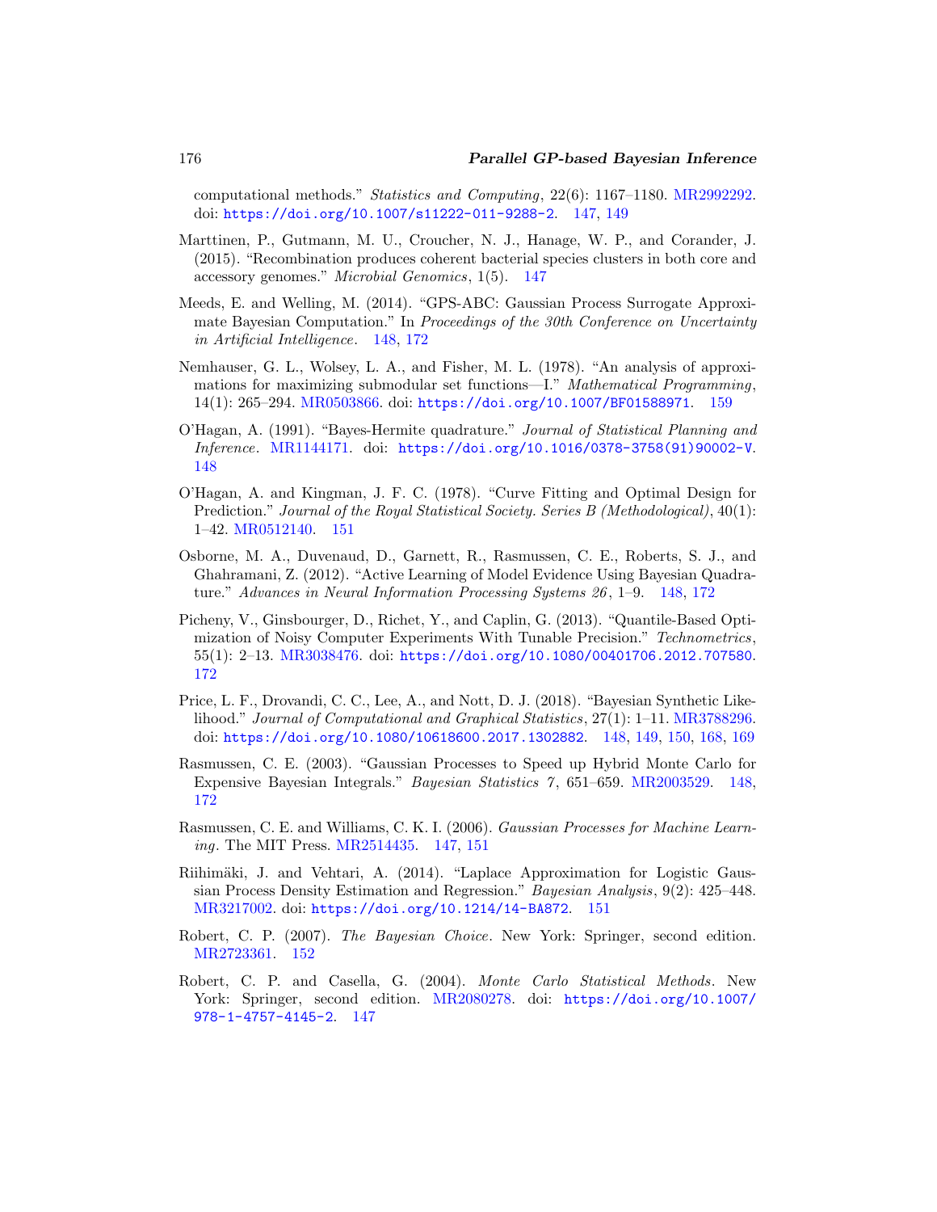computational methods." *Statistics and Computing*, 22(6): 1167–1180. MR2992292. doi: https://doi.org/10.1007/s11222-011-9288-2. 147, 149

Marttinen, P., Gutmann, M. U., Croucher, N. J., Hanage, W. P., and Corander, J. (2015). "Recombination produces coherent bacterial species clusters in both core and accessory genomes." *Microbial Genomics*, 1(5). 147

Meeds, E. and Welling, M. (2014). "GPS-ABC: Gaussian Process Surrogate Approximate Bayesian Computation." In *Proceedings of the 30th Conference on Uncertainty in Artificial Intelligence*. 148, 172

Nemhauser, G. L., Wolsey, L. A., and Fisher, M. L. (1978). "An analysis of approximations for maximizing submodular set functions—I." *Mathematical Programming*, 14(1): 265–294. MR0503866. doi: https://doi.org/10.1007/BF01588971. 159

O'Hagan, A. (1991). "Bayes-Hermite quadrature." *Journal of Statistical Planning and Inference*. MR1144171. doi: https://doi.org/10.1016/0378-3758(91)90002-V. 148

O'Hagan, A. and Kingman, J. F. C. (1978). "Curve Fitting and Optimal Design for Prediction." *Journal of the Royal Statistical Society. Series B (Methodological)*, 40(1): 1–42. MR0512140. 151

Osborne, M. A., Duvenaud, D., Garnett, R., Rasmussen, C. E., Roberts, S. J., and Ghahramani, Z. (2012). "Active Learning of Model Evidence Using Bayesian Quadrature." *Advances in Neural Information Processing Systems 26*, 1–9. 148, 172

Picheny, V., Ginsbourger, D., Richet, Y., and Caplin, G. (2013). "Quantile-Based Optimization of Noisy Computer Experiments With Tunable Precision." *Technometrics*, 55(1): 2–13. MR3038476. doi: https://doi.org/10.1080/00401706.2012.707580. 172

Price, L. F., Drovandi, C. C., Lee, A., and Nott, D. J. (2018). "Bayesian Synthetic Likelihood." *Journal of Computational and Graphical Statistics*, 27(1): 1–11. MR3788296. doi: https://doi.org/10.1080/10618600.2017.1302882. 148, 149, 150, 168, 169

Rasmussen, C. E. (2003). "Gaussian Processes to Speed up Hybrid Monte Carlo for Expensive Bayesian Integrals." *Bayesian Statistics 7*, 651–659. MR2003529. 148, 172

Rasmussen, C. E. and Williams, C. K. I. (2006). *Gaussian Processes for Machine Learning*. The MIT Press. MR2514435. 147, 151

Riihimäki, J. and Vehtari, A. (2014). "Laplace Approximation for Logistic Gaussian Process Density Estimation and Regression." *Bayesian Analysis*, 9(2): 425–448. MR3217002. doi: https://doi.org/10.1214/14-BA872. 151

Robert, C. P. (2007). *The Bayesian Choice*. New York: Springer, second edition. MR2723361. 152

Robert, C. P. and Casella, G. (2004). *Monte Carlo Statistical Methods*. New York: Springer, second edition. MR2080278. doi: https://doi.org/10.1007/978-1-4757-4145-2. 147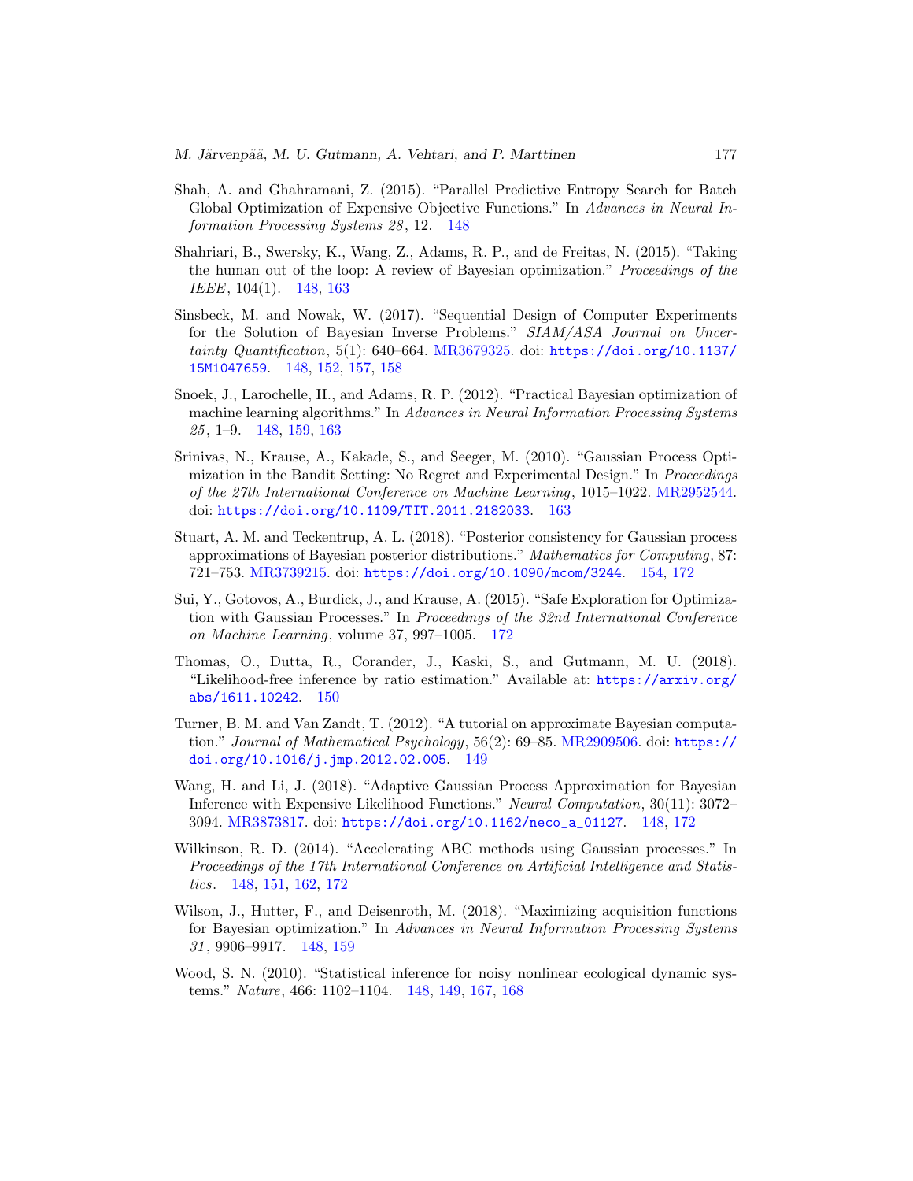Shah, A. and Ghahramani, Z. (2015). "Parallel Predictive Entropy Search for Batch Global Optimization of Expensive Objective Functions." In *Advances in Neural Information Processing Systems 28*, 12. 148

Shahriari, B., Swersky, K., Wang, Z., Adams, R. P., and de Freitas, N. (2015). "Taking the human out of the loop: A review of Bayesian optimization." *Proceedings of the IEEE*, 104(1). 148, 163

Sinsbeck, M. and Nowak, W. (2017). "Sequential Design of Computer Experiments for the Solution of Bayesian Inverse Problems." *SIAM/ASA Journal on Uncertainty Quantification*, 5(1): 640–664. MR3679325. doi: https://doi.org/10.1137/15M1047659. 148, 152, 157, 158

Snoek, J., Larochelle, H., and Adams, R. P. (2012). "Practical Bayesian optimization of machine learning algorithms." In *Advances in Neural Information Processing Systems 25*, 1–9. 148, 159, 163

Srinivas, N., Krause, A., Kakade, S., and Seeger, M. (2010). "Gaussian Process Optimization in the Bandit Setting: No Regret and Experimental Design." In *Proceedings of the 27th International Conference on Machine Learning*, 1015–1022. MR2952544. doi: https://doi.org/10.1109/TIT.2011.2182033. 163

Stuart, A. M. and Teckentrup, A. L. (2018). "Posterior consistency for Gaussian process approximations of Bayesian posterior distributions." *Mathematics for Computing*, 87: 721–753. MR3739215. doi: https://doi.org/10.1090/mcom/3244. 154, 172

Sui, Y., Gotovos, A., Burdick, J., and Krause, A. (2015). "Safe Exploration for Optimization with Gaussian Processes." In *Proceedings of the 32nd International Conference on Machine Learning*, volume 37, 997–1005. 172

Thomas, O., Dutta, R., Corander, J., Kaski, S., and Gutmann, M. U. (2018). "Likelihood-free inference by ratio estimation." Available at: https://arxiv.org/abs/1611.10242. 150

Turner, B. M. and Van Zandt, T. (2012). "A tutorial on approximate Bayesian computation." *Journal of Mathematical Psychology*, 56(2): 69–85. MR2909506. doi: https://doi.org/10.1016/j.jmp.2012.02.005. 149

Wang, H. and Li, J. (2018). "Adaptive Gaussian Process Approximation for Bayesian Inference with Expensive Likelihood Functions." *Neural Computation*, 30(11): 3072–3094. MR3873817. doi: https://doi.org/10.1162/neco_a_01127. 148, 172

Wilkinson, R. D. (2014). "Accelerating ABC methods using Gaussian processes." In *Proceedings of the 17th International Conference on Artificial Intelligence and Statistics*. 148, 151, 162, 172

Wilson, J., Hutter, F., and Deisenroth, M. (2018). "Maximizing acquisition functions for Bayesian optimization." In *Advances in Neural Information Processing Systems 31*, 9906–9917. 148, 159

Wood, S. N. (2010). "Statistical inference for noisy nonlinear ecological dynamic systems." *Nature*, 466: 1102–1104. 148, 149, 167, 168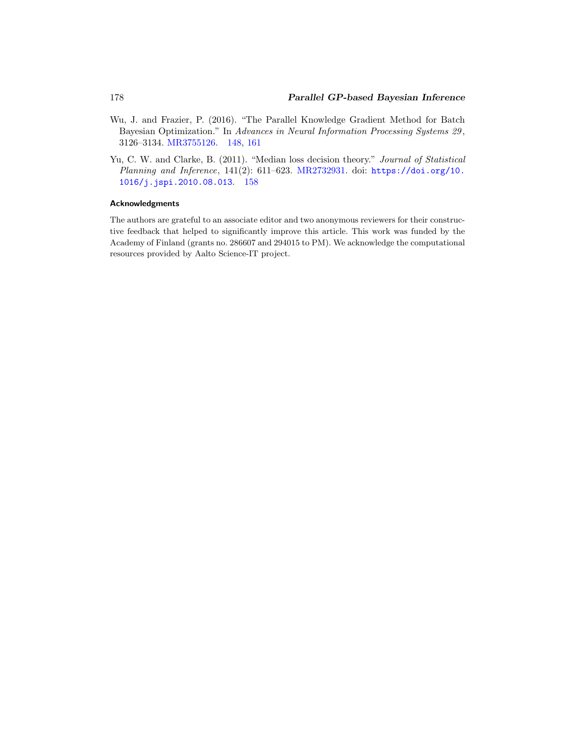Wu, J. and Frazier, P. (2016). "The Parallel Knowledge Gradient Method for Batch Bayesian Optimization." In *Advances in Neural Information Processing Systems 29*, 3126–3134. MR3755126. 148, 161

Yu, C. W. and Clarke, B. (2011). "Median loss decision theory." *Journal of Statistical Planning and Inference*, 141(2): 611–623. MR2732931. doi: https://doi.org/10.1016/j.jspi.2010.08.013. 158

### Acknowledgments

The authors are grateful to an associate editor and two anonymous reviewers for their constructive feedback that helped to significantly improve this article. This work was funded by the Academy of Finland (grants no. 286607 and 294015 to PM). We acknowledge the computational resources provided by Aalto Science-IT project.